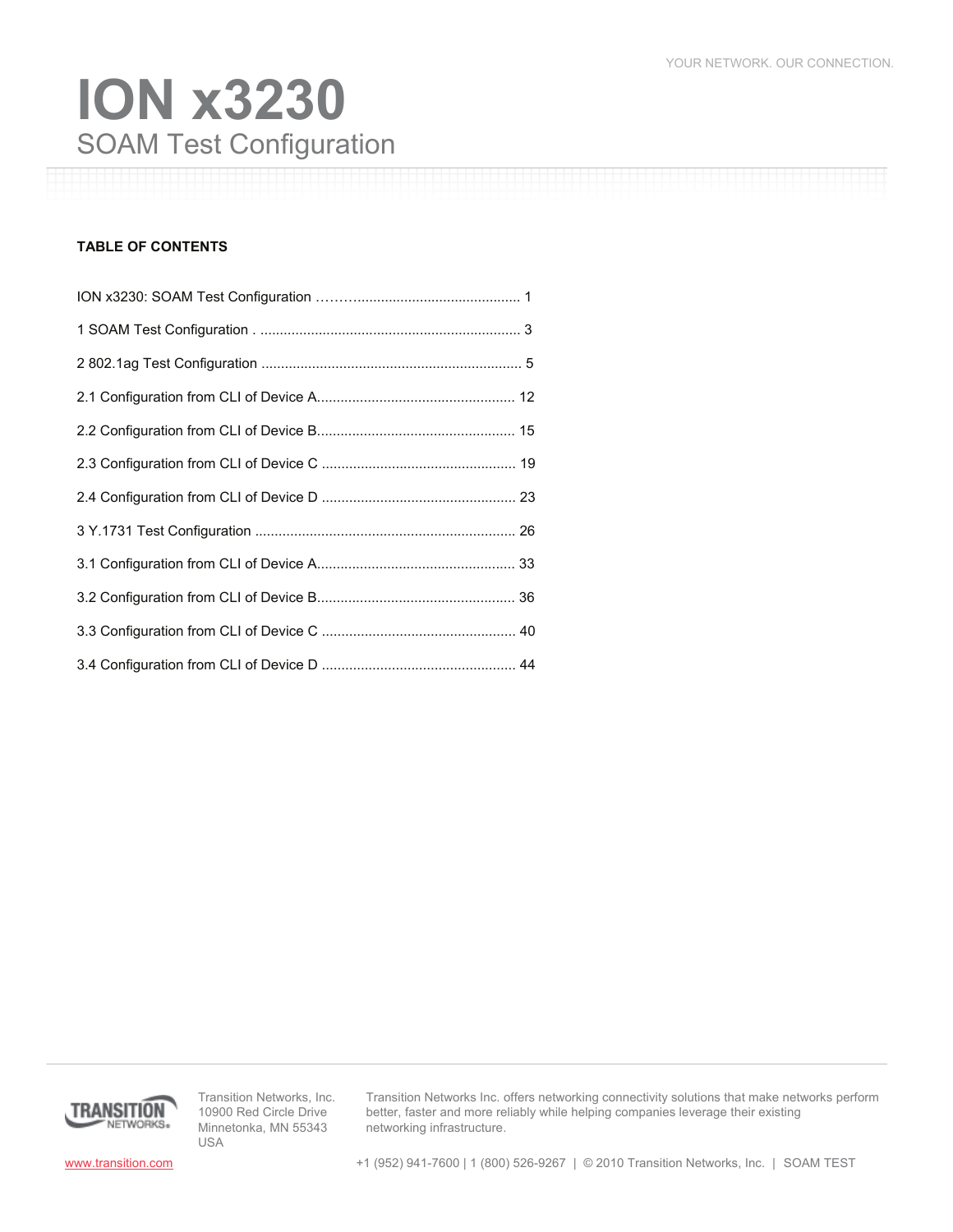YOUR NETWORK. OUR CONNECTION.

# ION x3230

## SOAM Test Configuration

**TABLE OF CONTENTS**

ION x3230: SOAM Test Configuration ……........................................... 1

1 SOAM Test Configuration . .................................................................. 3

2 802.1ag Test Configuration .................................................................. 5

2.1 Configuration from CLI of Device A................................................... 12

2.2 Configuration from CLI of Device B................................................... 15

2.3 Configuration from CLI of Device C .................................................. 19

2.4 Configuration from CLI of Device D .................................................. 23

3 Y.1731 Test Configuration .................................................................. 26

3.1 Configuration from CLI of Device A................................................... 33

3.2 Configuration from CLI of Device B................................................... 36

3.3 Configuration from CLI of Device C .................................................. 40

3.4 Configuration from CLI of Device D .................................................. 44

Transition Networks, Inc.
10900 Red Circle Drive
Minnetonka, MN 55343
USA

Transition Networks Inc. offers networking connectivity solutions that make networks perform better, faster and more reliably while helping companies leverage their existing networking infrastructure.

www.transition.com

+1 (952) 941-7600 | 1 (800) 526-9267 | © 2010 Transition Networks, Inc. | SOAM TEST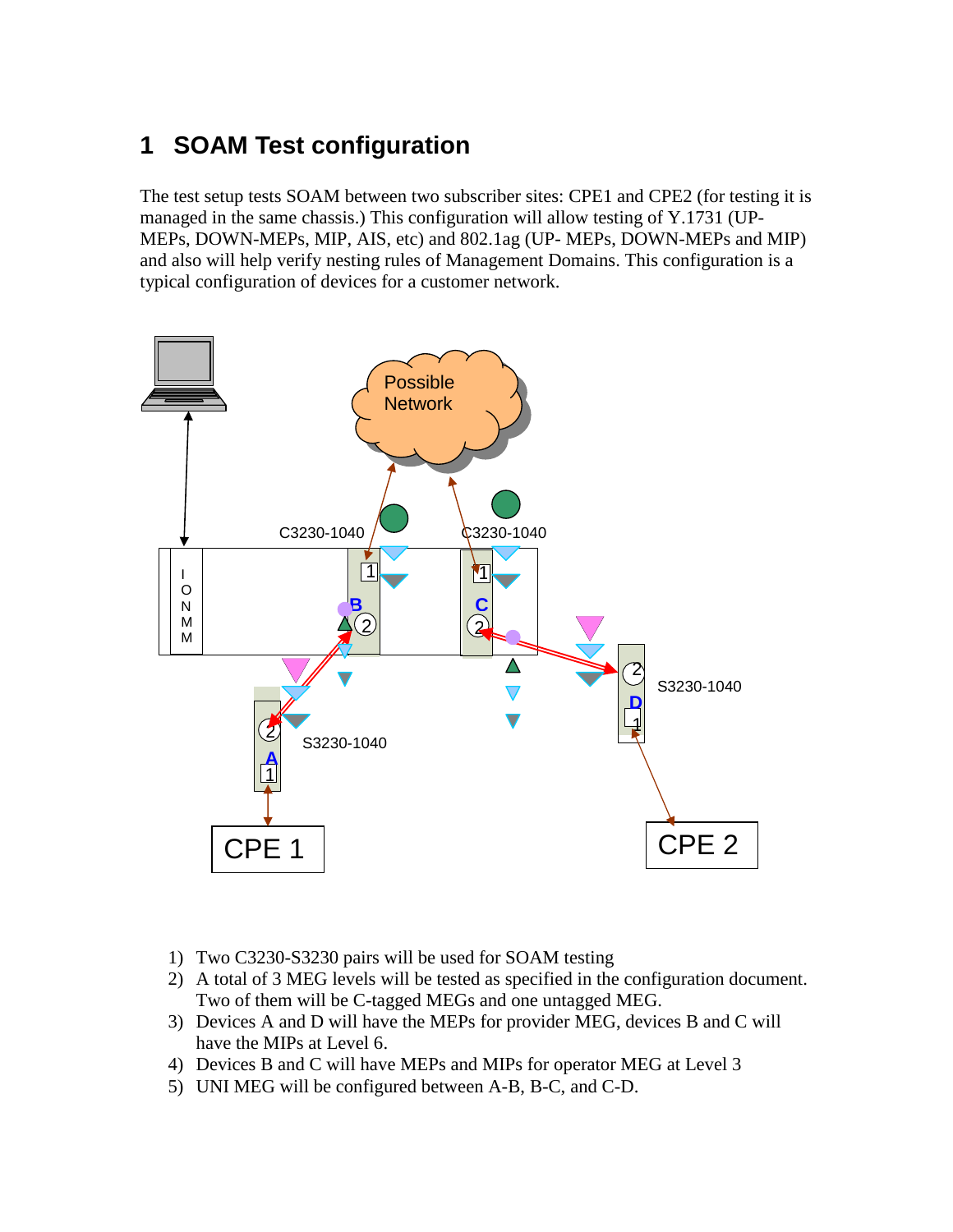# 1 SOAM Test configuration

The test setup tests SOAM between two subscriber sites: CPE1 and CPE2 (for testing it is managed in the same chassis.) This configuration will allow testing of Y.1731 (UP-MEPs, DOWN-MEPs, MIP, AIS, etc) and 802.1ag (UP- MEPs, DOWN-MEPs and MIP) and also will help verify nesting rules of Management Domains. This configuration is a typical configuration of devices for a customer network.

1) Two C3230-S3230 pairs will be used for SOAM testing
2) A total of 3 MEG levels will be tested as specified in the configuration document. Two of them will be C-tagged MEGs and one untagged MEG.
3) Devices A and D will have the MEPs for provider MEG, devices B and C will have the MIPs at Level 6.
4) Devices B and C will have MEPs and MIPs for operator MEG at Level 3
5) UNI MEG will be configured between A-B, B-C, and C-D.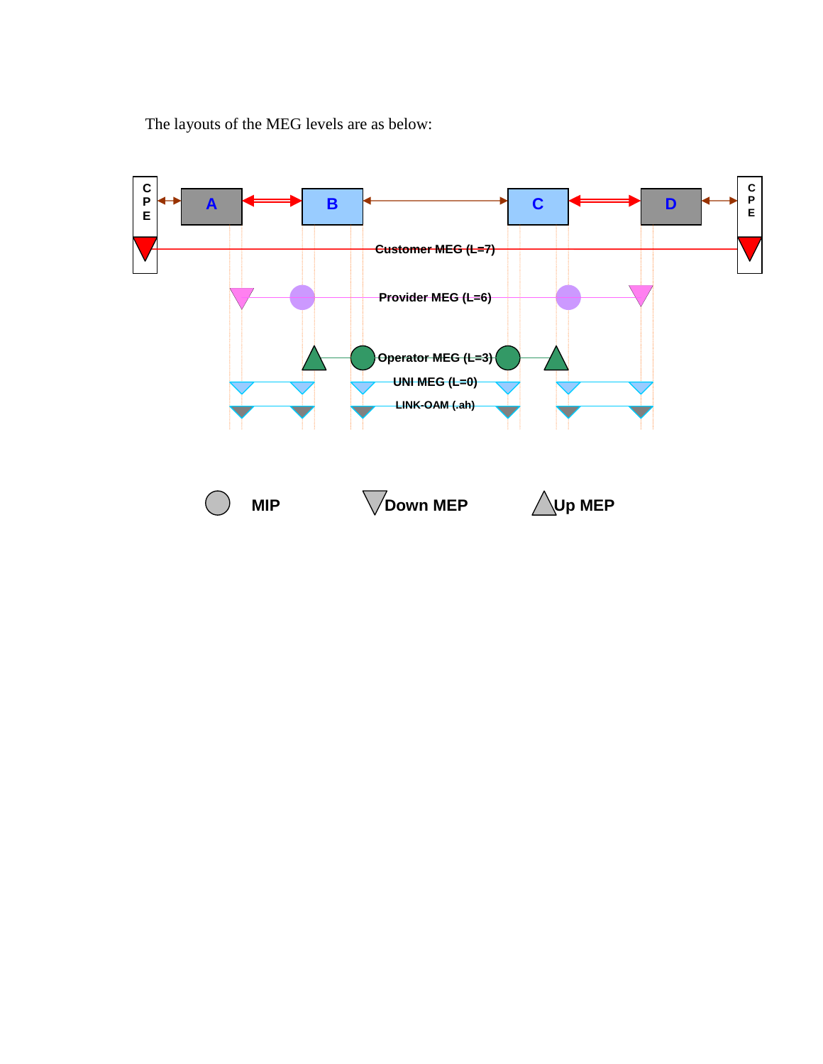The layouts of the MEG levels are as below:

CPE | A | B | C | D | CPE

Customer MEG (L=7)

Provider MEG (L=6)

Operator MEG (L=3)

UNI MEG (L=0)

LINK-OAM (.ah)

MIP    Down MEP    Up MEP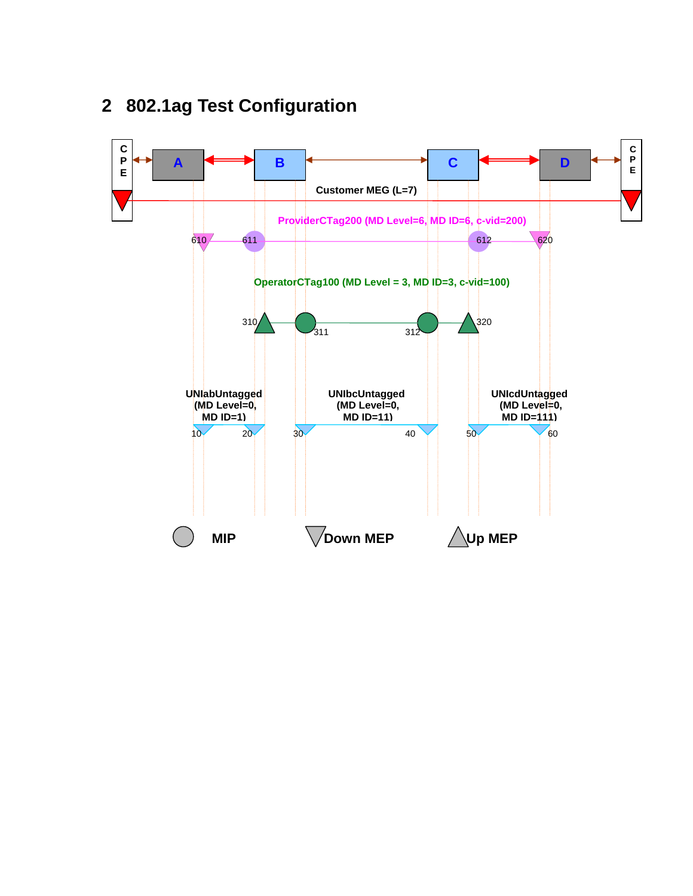## 2 802.1ag Test Configuration

CPE A B C D CPE

Customer MEG (L=7)

ProviderCTag200 (MD Level=6, MD ID=6, c-vid=200)

610 611 612 620

OperatorCTag100 (MD Level = 3, MD ID=3, c-vid=100)

310 311 312 320

UNIabUntagged (MD Level=0, MD ID=1)

UNIbcUntagged (MD Level=0, MD ID=11)

UNIcdUntagged (MD Level=0, MD ID=111)

10 20 30 40 50 60

MIP Down MEP Up MEP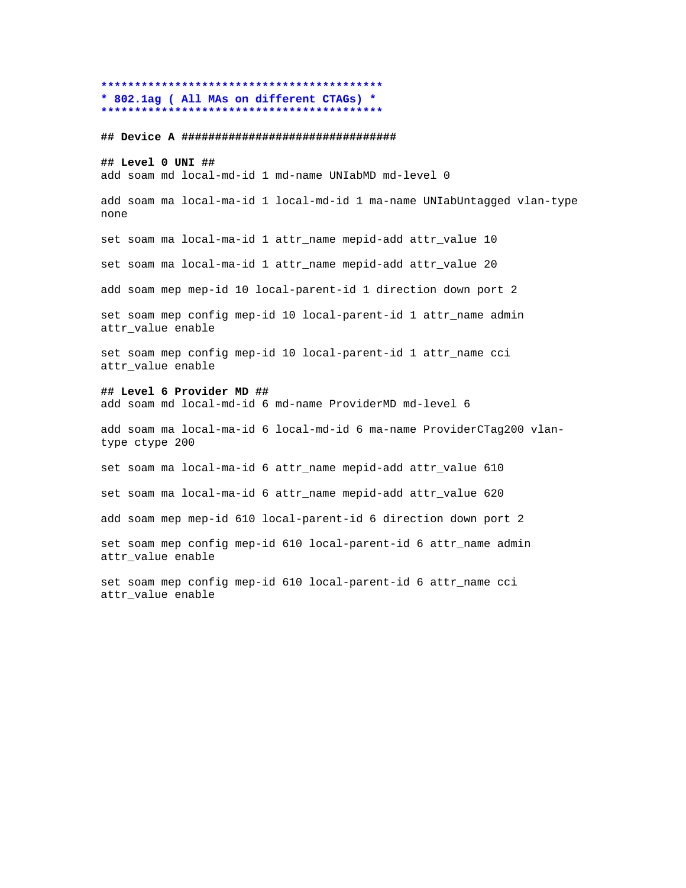```
*******************************************
* 802.1ag ( All MAs on different CTAGs) *
*******************************************
```

**## Device A ################################**

**## Level 0 UNI ##**

add soam md local-md-id 1 md-name UNIabMD md-level 0

add soam ma local-ma-id 1 local-md-id 1 ma-name UNIabUntagged vlan-type none

set soam ma local-ma-id 1 attr_name mepid-add attr_value 10

set soam ma local-ma-id 1 attr_name mepid-add attr_value 20

add soam mep mep-id 10 local-parent-id 1 direction down port 2

set soam mep config mep-id 10 local-parent-id 1 attr_name admin attr_value enable

set soam mep config mep-id 10 local-parent-id 1 attr_name cci attr_value enable

**## Level 6 Provider MD ##**

add soam md local-md-id 6 md-name ProviderMD md-level 6

add soam ma local-ma-id 6 local-md-id 6 ma-name ProviderCTag200 vlan-type ctype 200

set soam ma local-ma-id 6 attr_name mepid-add attr_value 610

set soam ma local-ma-id 6 attr_name mepid-add attr_value 620

add soam mep mep-id 610 local-parent-id 6 direction down port 2

set soam mep config mep-id 610 local-parent-id 6 attr_name admin attr_value enable

set soam mep config mep-id 610 local-parent-id 6 attr_name cci attr_value enable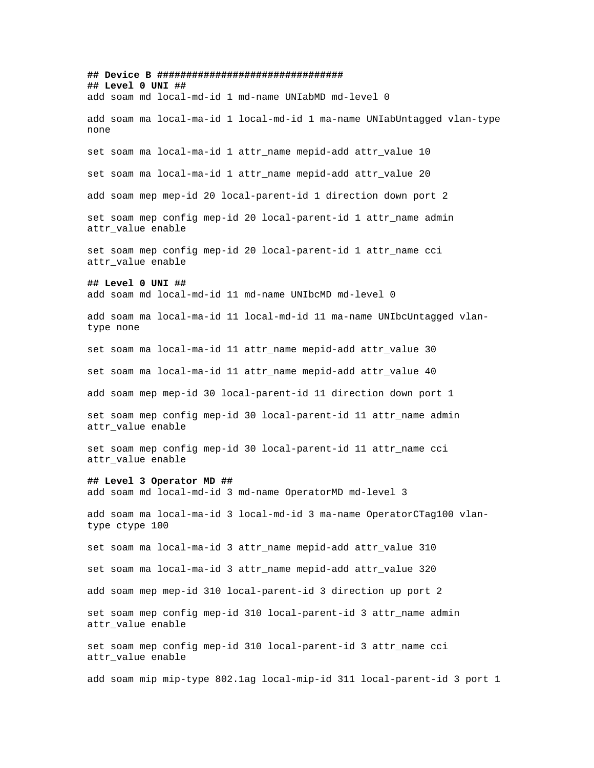**## Device B ################################**

**## Level 0 UNI ##**

```
add soam md local-md-id 1 md-name UNIabMD md-level 0

add soam ma local-ma-id 1 local-md-id 1 ma-name UNIabUntagged vlan-type none

set soam ma local-ma-id 1 attr_name mepid-add attr_value 10

set soam ma local-ma-id 1 attr_name mepid-add attr_value 20

add soam mep mep-id 20 local-parent-id 1 direction down port 2

set soam mep config mep-id 20 local-parent-id 1 attr_name admin attr_value enable

set soam mep config mep-id 20 local-parent-id 1 attr_name cci attr_value enable
```

**## Level 0 UNI ##**

```
add soam md local-md-id 11 md-name UNIbcMD md-level 0

add soam ma local-ma-id 11 local-md-id 11 ma-name UNIbcUntagged vlan-type none

set soam ma local-ma-id 11 attr_name mepid-add attr_value 30

set soam ma local-ma-id 11 attr_name mepid-add attr_value 40

add soam mep mep-id 30 local-parent-id 11 direction down port 1

set soam mep config mep-id 30 local-parent-id 11 attr_name admin attr_value enable

set soam mep config mep-id 30 local-parent-id 11 attr_name cci attr_value enable
```

**## Level 3 Operator MD ##**

```
add soam md local-md-id 3 md-name OperatorMD md-level 3

add soam ma local-ma-id 3 local-md-id 3 ma-name OperatorCTag100 vlan-type ctype 100

set soam ma local-ma-id 3 attr_name mepid-add attr_value 310

set soam ma local-ma-id 3 attr_name mepid-add attr_value 320

add soam mep mep-id 310 local-parent-id 3 direction up port 2

set soam mep config mep-id 310 local-parent-id 3 attr_name admin attr_value enable

set soam mep config mep-id 310 local-parent-id 3 attr_name cci attr_value enable

add soam mip mip-type 802.1ag local-mip-id 311 local-parent-id 3 port 1
```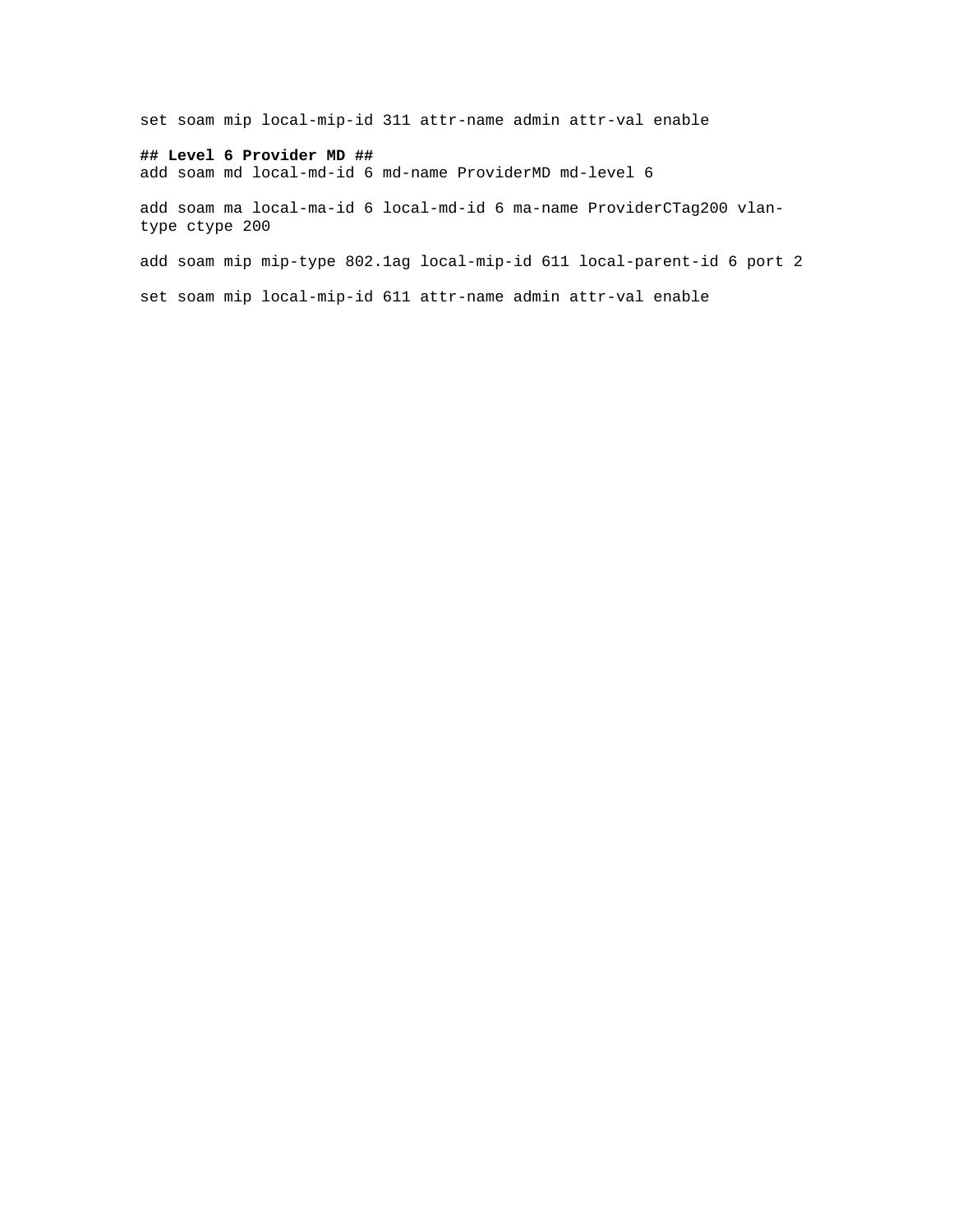set soam mip local-mip-id 311 attr-name admin attr-val enable

**## Level 6 Provider MD ##**
add soam md local-md-id 6 md-name ProviderMD md-level 6

add soam ma local-ma-id 6 local-md-id 6 ma-name ProviderCTag200 vlan-type ctype 200

add soam mip mip-type 802.1ag local-mip-id 611 local-parent-id 6 port 2

set soam mip local-mip-id 611 attr-name admin attr-val enable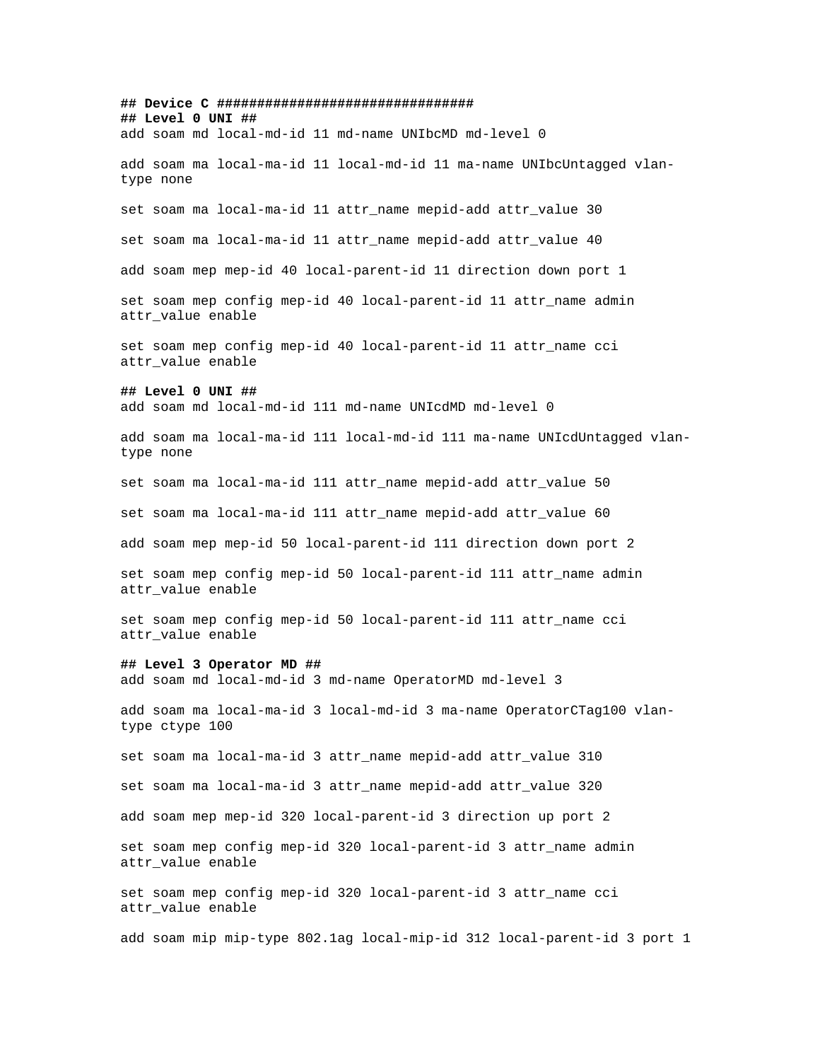```
## Device C ################################
## Level 0 UNI ##
add soam md local-md-id 11 md-name UNIbcMD md-level 0

add soam ma local-ma-id 11 local-md-id 11 ma-name UNIbcUntagged vlan-type none

set soam ma local-ma-id 11 attr_name mepid-add attr_value 30

set soam ma local-ma-id 11 attr_name mepid-add attr_value 40

add soam mep mep-id 40 local-parent-id 11 direction down port 1

set soam mep config mep-id 40 local-parent-id 11 attr_name admin attr_value enable

set soam mep config mep-id 40 local-parent-id 11 attr_name cci attr_value enable

## Level 0 UNI ##
add soam md local-md-id 111 md-name UNIcdMD md-level 0

add soam ma local-ma-id 111 local-md-id 111 ma-name UNIcdUntagged vlan-type none

set soam ma local-ma-id 111 attr_name mepid-add attr_value 50

set soam ma local-ma-id 111 attr_name mepid-add attr_value 60

add soam mep mep-id 50 local-parent-id 111 direction down port 2

set soam mep config mep-id 50 local-parent-id 111 attr_name admin attr_value enable

set soam mep config mep-id 50 local-parent-id 111 attr_name cci attr_value enable

## Level 3 Operator MD ##
add soam md local-md-id 3 md-name OperatorMD md-level 3

add soam ma local-ma-id 3 local-md-id 3 ma-name OperatorCTag100 vlan-type ctype 100

set soam ma local-ma-id 3 attr_name mepid-add attr_value 310

set soam ma local-ma-id 3 attr_name mepid-add attr_value 320

add soam mep mep-id 320 local-parent-id 3 direction up port 2

set soam mep config mep-id 320 local-parent-id 3 attr_name admin attr_value enable

set soam mep config mep-id 320 local-parent-id 3 attr_name cci attr_value enable

add soam mip mip-type 802.1ag local-mip-id 312 local-parent-id 3 port 1
```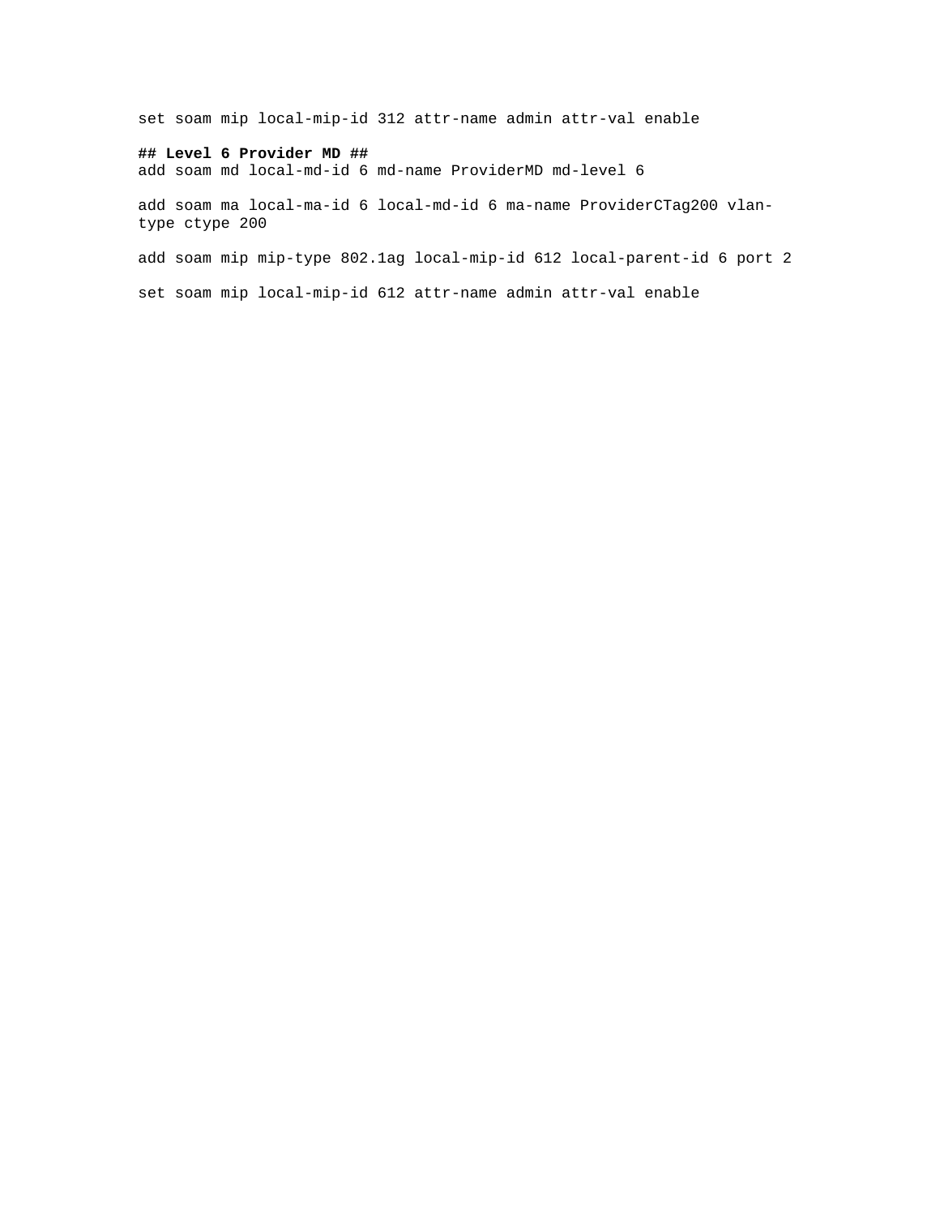set soam mip local-mip-id 312 attr-name admin attr-val enable

**## Level 6 Provider MD ##**

add soam md local-md-id 6 md-name ProviderMD md-level 6

add soam ma local-ma-id 6 local-md-id 6 ma-name ProviderCTag200 vlan-type ctype 200

add soam mip mip-type 802.1ag local-mip-id 612 local-parent-id 6 port 2

set soam mip local-mip-id 612 attr-name admin attr-val enable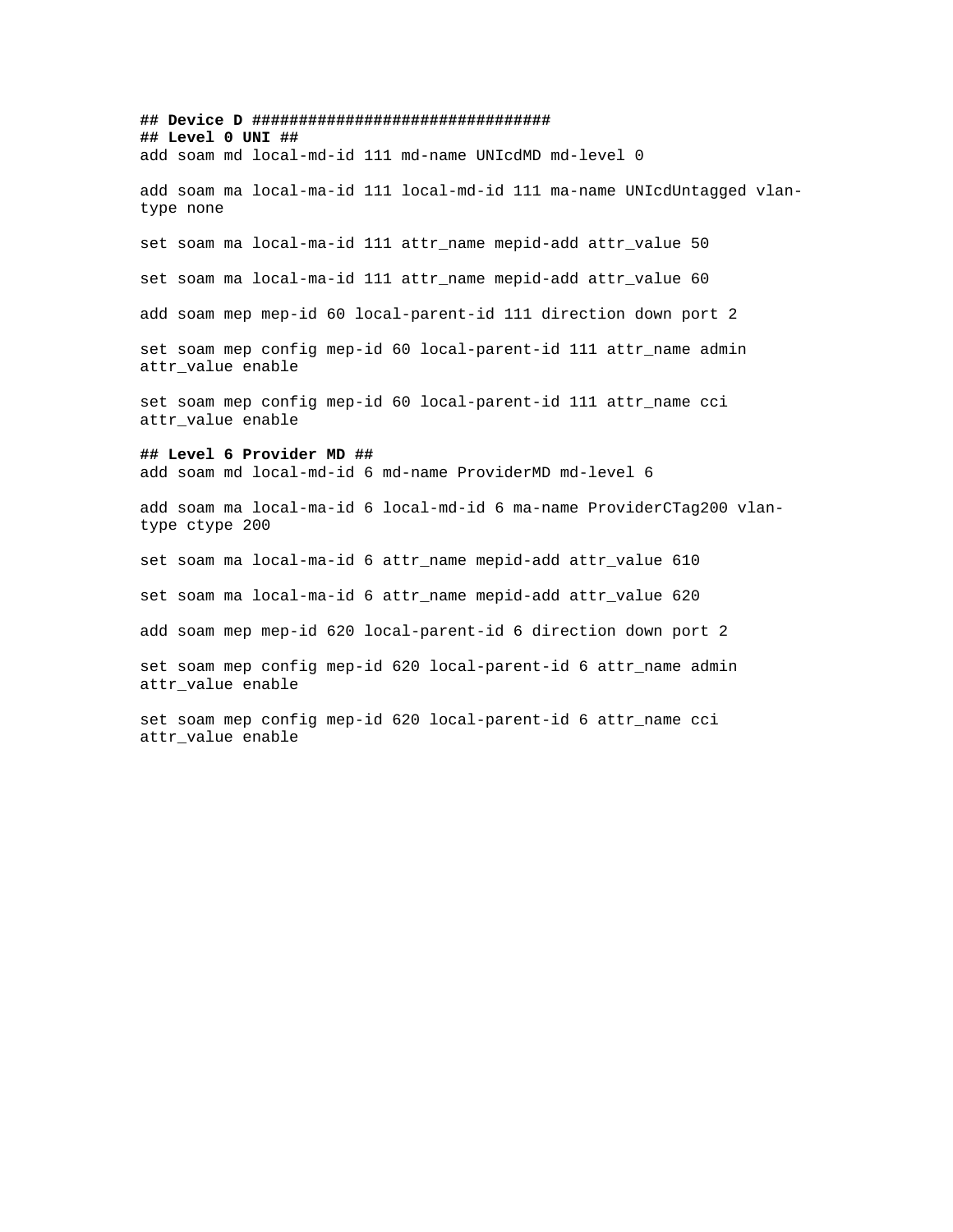**## Device D ################################**
**## Level 0 UNI ##**

```
add soam md local-md-id 111 md-name UNIcdMD md-level 0

add soam ma local-ma-id 111 local-md-id 111 ma-name UNIcdUntagged vlan-type none

set soam ma local-ma-id 111 attr_name mepid-add attr_value 50

set soam ma local-ma-id 111 attr_name mepid-add attr_value 60

add soam mep mep-id 60 local-parent-id 111 direction down port 2

set soam mep config mep-id 60 local-parent-id 111 attr_name admin attr_value enable

set soam mep config mep-id 60 local-parent-id 111 attr_name cci attr_value enable
```

**## Level 6 Provider MD ##**

```
add soam md local-md-id 6 md-name ProviderMD md-level 6

add soam ma local-ma-id 6 local-md-id 6 ma-name ProviderCTag200 vlan-type ctype 200

set soam ma local-ma-id 6 attr_name mepid-add attr_value 610

set soam ma local-ma-id 6 attr_name mepid-add attr_value 620

add soam mep mep-id 620 local-parent-id 6 direction down port 2

set soam mep config mep-id 620 local-parent-id 6 attr_name admin attr_value enable

set soam mep config mep-id 620 local-parent-id 6 attr_name cci attr_value enable
```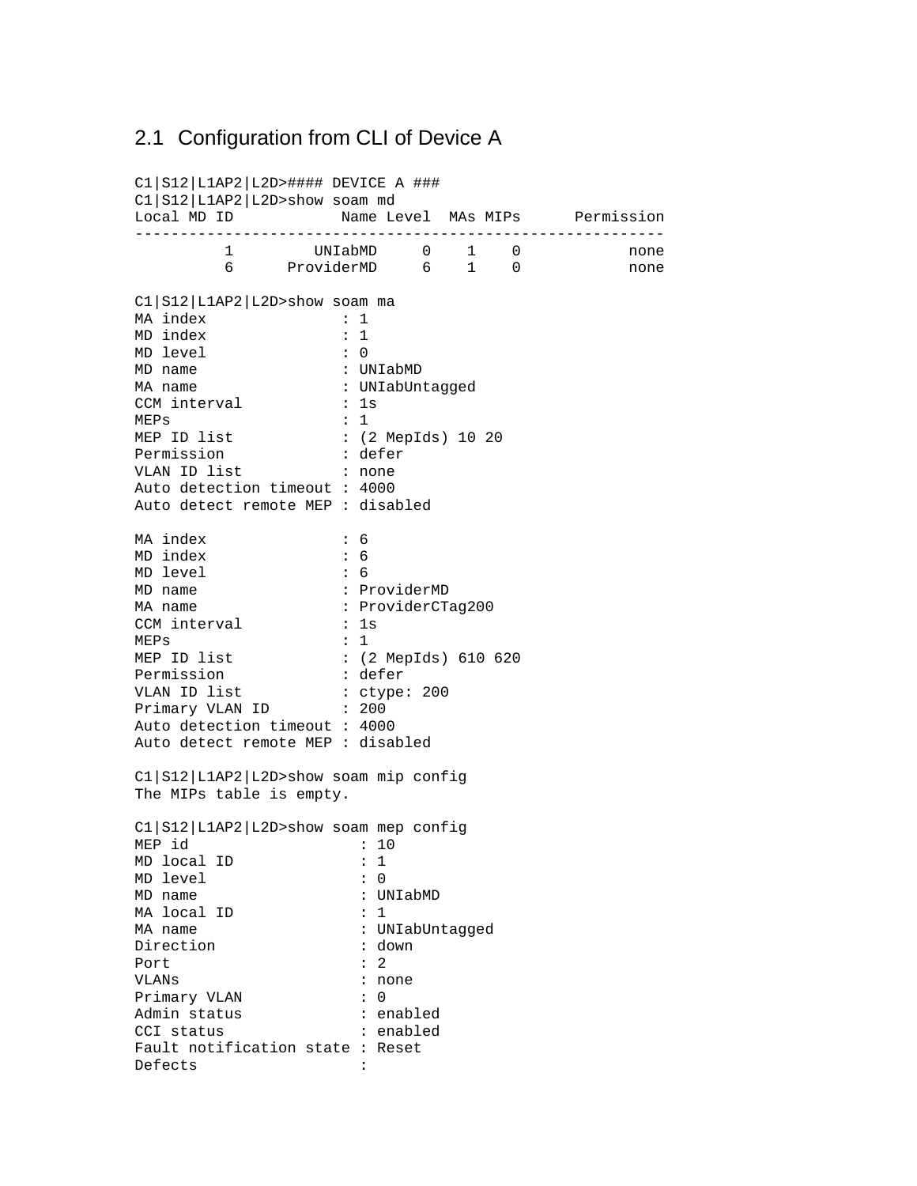## 2.1 Configuration from CLI of Device A

```
C1|S12|L1AP2|L2D>#### DEVICE A ###
C1|S12|L1AP2|L2D>show soam md
Local MD ID            Name Level  MAs MIPs      Permission
-----------------------------------------------------------
          1         UNIabMD     0    1    0            none
          6      ProviderMD     6    1    0            none

C1|S12|L1AP2|L2D>show soam ma
MA index               : 1
MD index               : 1
MD level               : 0
MD name                : UNIabMD
MA name                : UNIabUntagged
CCM interval           : 1s
MEPs                   : 1
MEP ID list            : (2 MepIds) 10 20
Permission             : defer
VLAN ID list           : none
Auto detection timeout : 4000
Auto detect remote MEP : disabled

MA index               : 6
MD index               : 6
MD level               : 6
MD name                : ProviderMD
MA name                : ProviderCTag200
CCM interval           : 1s
MEPs                   : 1
MEP ID list            : (2 MepIds) 610 620
Permission             : defer
VLAN ID list           : ctype: 200
Primary VLAN ID        : 200
Auto detection timeout : 4000
Auto detect remote MEP : disabled

C1|S12|L1AP2|L2D>show soam mip config
The MIPs table is empty.

C1|S12|L1AP2|L2D>show soam mep config
MEP id                   : 10
MD local ID              : 1
MD level                 : 0
MD name                  : UNIabMD
MA local ID              : 1
MA name                  : UNIabUntagged
Direction                : down
Port                     : 2
VLANs                    : none
Primary VLAN             : 0
Admin status             : enabled
CCI status               : enabled
Fault notification state : Reset
Defects                  :
```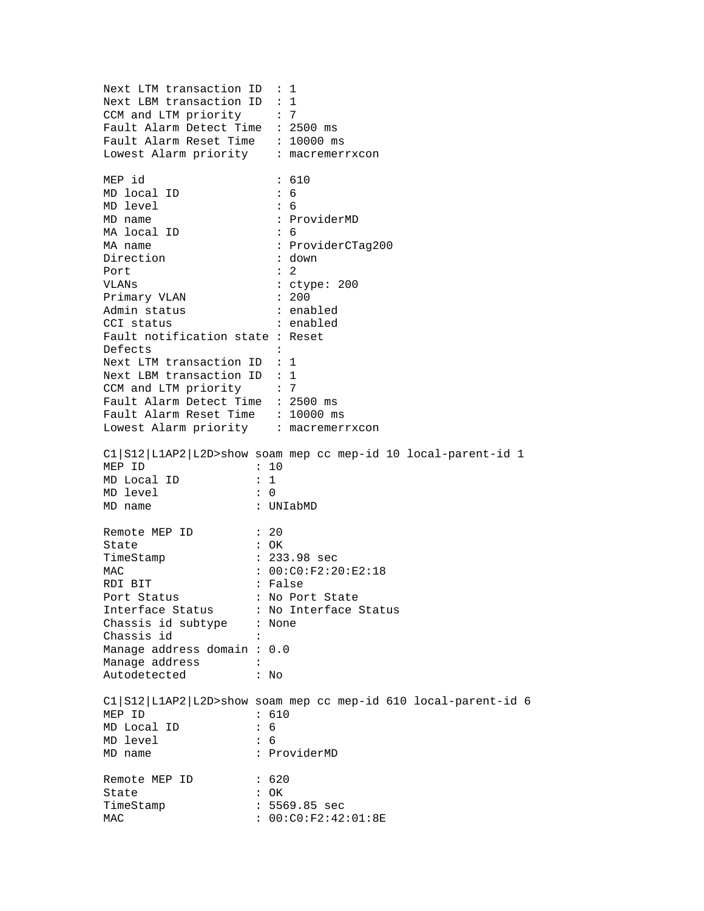```
Next LTM transaction ID  : 1
Next LBM transaction ID  : 1
CCM and LTM priority     : 7
Fault Alarm Detect Time  : 2500 ms
Fault Alarm Reset Time   : 10000 ms
Lowest Alarm priority    : macremerrxcon

MEP id                   : 610
MD local ID              : 6
MD level                 : 6
MD name                  : ProviderMD
MA local ID              : 6
MA name                  : ProviderCTag200
Direction                : down
Port                     : 2
VLANs                    : ctype: 200
Primary VLAN             : 200
Admin status             : enabled
CCI status               : enabled
Fault notification state : Reset
Defects                  :
Next LTM transaction ID  : 1
Next LBM transaction ID  : 1
CCM and LTM priority     : 7
Fault Alarm Detect Time  : 2500 ms
Fault Alarm Reset Time   : 10000 ms
Lowest Alarm priority    : macremerrxcon

C1|S12|L1AP2|L2D>show soam mep cc mep-id 10 local-parent-id 1
MEP ID              : 10
MD Local ID         : 1
MD level            : 0
MD name             : UNIabMD

Remote MEP ID         : 20
State                 : OK
TimeStamp             : 233.98 sec
MAC                   : 00:C0:F2:20:E2:18
RDI BIT               : False
Port Status           : No Port State
Interface Status      : No Interface Status
Chassis id subtype    : None
Chassis id            :
Manage address domain : 0.0
Manage address        :
Autodetected          : No

C1|S12|L1AP2|L2D>show soam mep cc mep-id 610 local-parent-id 6
MEP ID              : 610
MD Local ID         : 6
MD level            : 6
MD name             : ProviderMD

Remote MEP ID         : 620
State                 : OK
TimeStamp             : 5569.85 sec
MAC                   : 00:C0:F2:42:01:8E
```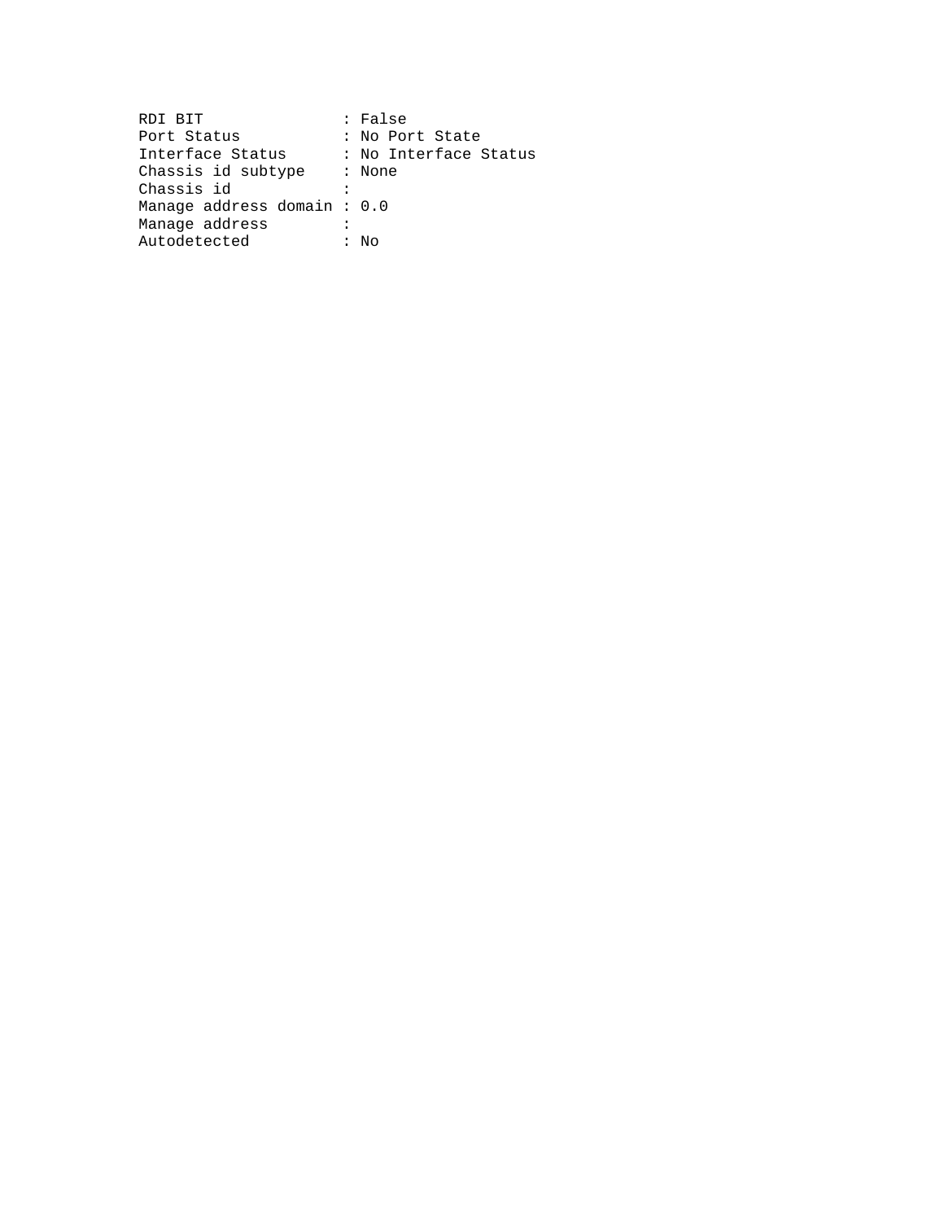```
RDI BIT               : False
Port Status           : No Port State
Interface Status      : No Interface Status
Chassis id subtype    : None
Chassis id            :
Manage address domain : 0.0
Manage address        :
Autodetected          : No
```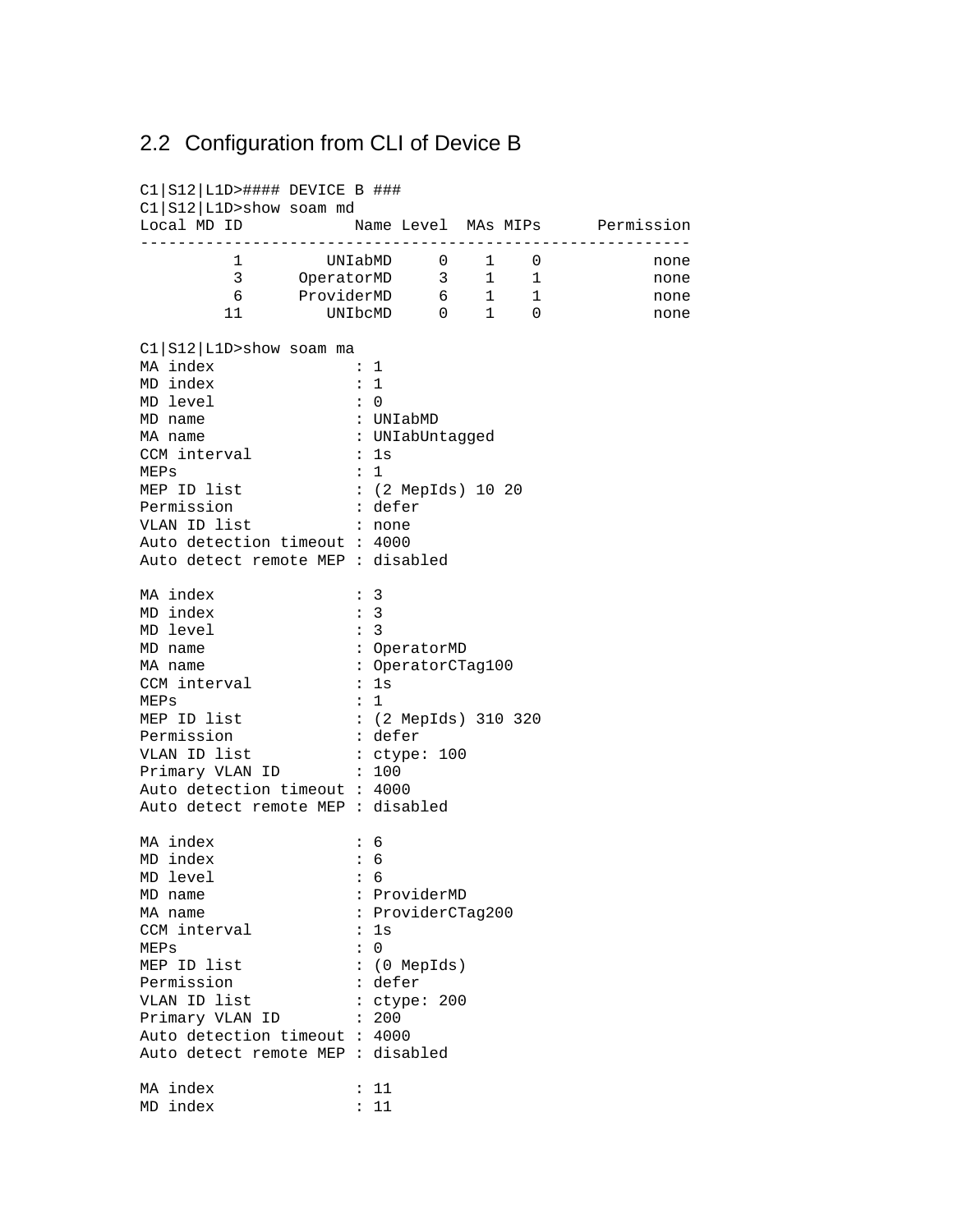## 2.2 Configuration from CLI of Device B

```
C1|S12|L1D>#### DEVICE B ###
C1|S12|L1D>show soam md
Local MD ID           Name Level  MAs MIPs      Permission
-----------------------------------------------------------
         1        UNIabMD     0    1    0            none
         3      OperatorMD    3    1    1            none
         6      ProviderMD    6    1    1            none
        11        UNIbcMD     0    1    0            none

C1|S12|L1D>show soam ma
MA index              : 1
MD index              : 1
MD level              : 0
MD name               : UNIabMD
MA name               : UNIabUntagged
CCM interval          : 1s
MEPs                  : 1
MEP ID list           : (2 MepIds) 10 20
Permission            : defer
VLAN ID list          : none
Auto detection timeout : 4000
Auto detect remote MEP : disabled

MA index              : 3
MD index              : 3
MD level              : 3
MD name               : OperatorMD
MA name               : OperatorCTag100
CCM interval          : 1s
MEPs                  : 1
MEP ID list           : (2 MepIds) 310 320
Permission            : defer
VLAN ID list          : ctype: 100
Primary VLAN ID       : 100
Auto detection timeout : 4000
Auto detect remote MEP : disabled

MA index              : 6
MD index              : 6
MD level              : 6
MD name               : ProviderMD
MA name               : ProviderCTag200
CCM interval          : 1s
MEPs                  : 0
MEP ID list           : (0 MepIds)
Permission            : defer
VLAN ID list          : ctype: 200
Primary VLAN ID       : 200
Auto detection timeout : 4000
Auto detect remote MEP : disabled

MA index              : 11
MD index              : 11
```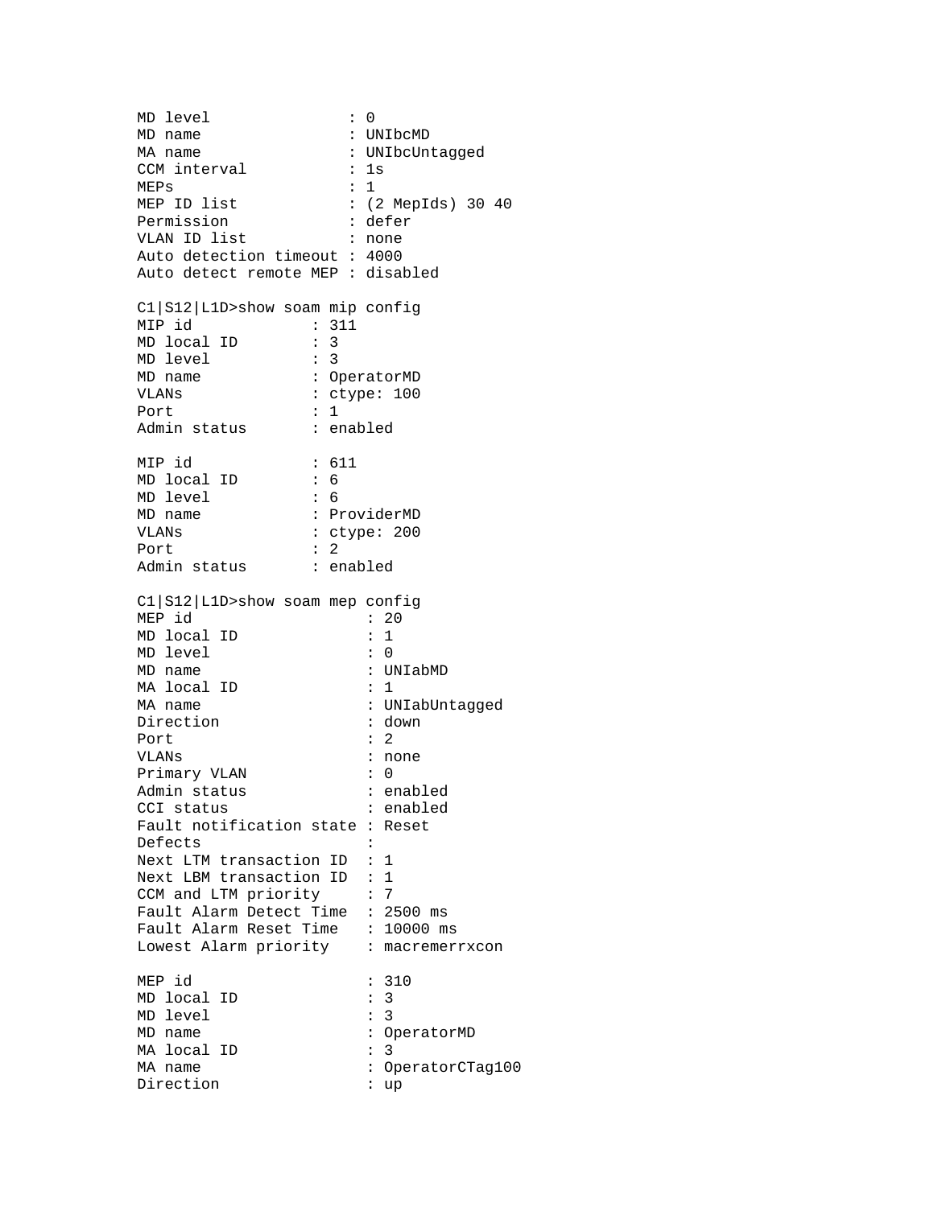```
MD level               : 0
MD name                : UNIbcMD
MA name                : UNIbcUntagged
CCM interval           : 1s
MEPs                   : 1
MEP ID list            : (2 MepIds) 30 40
Permission             : defer
VLAN ID list           : none
Auto detection timeout : 4000
Auto detect remote MEP : disabled

C1|S12|L1D>show soam mip config
MIP id             : 311
MD local ID        : 3
MD level           : 3
MD name            : OperatorMD
VLANs              : ctype: 100
Port               : 1
Admin status       : enabled

MIP id             : 611
MD local ID        : 6
MD level           : 6
MD name            : ProviderMD
VLANs              : ctype: 200
Port               : 2
Admin status       : enabled

C1|S12|L1D>show soam mep config
MEP id                   : 20
MD local ID              : 1
MD level                 : 0
MD name                  : UNIabMD
MA local ID              : 1
MA name                  : UNIabUntagged
Direction                : down
Port                     : 2
VLANs                    : none
Primary VLAN             : 0
Admin status             : enabled
CCI status               : enabled
Fault notification state : Reset
Defects                  :
Next LTM transaction ID  : 1
Next LBM transaction ID  : 1
CCM and LTM priority     : 7
Fault Alarm Detect Time  : 2500 ms
Fault Alarm Reset Time   : 10000 ms
Lowest Alarm priority    : macremerrxcon

MEP id                   : 310
MD local ID              : 3
MD level                 : 3
MD name                  : OperatorMD
MA local ID              : 3
MA name                  : OperatorCTag100
Direction                : up
```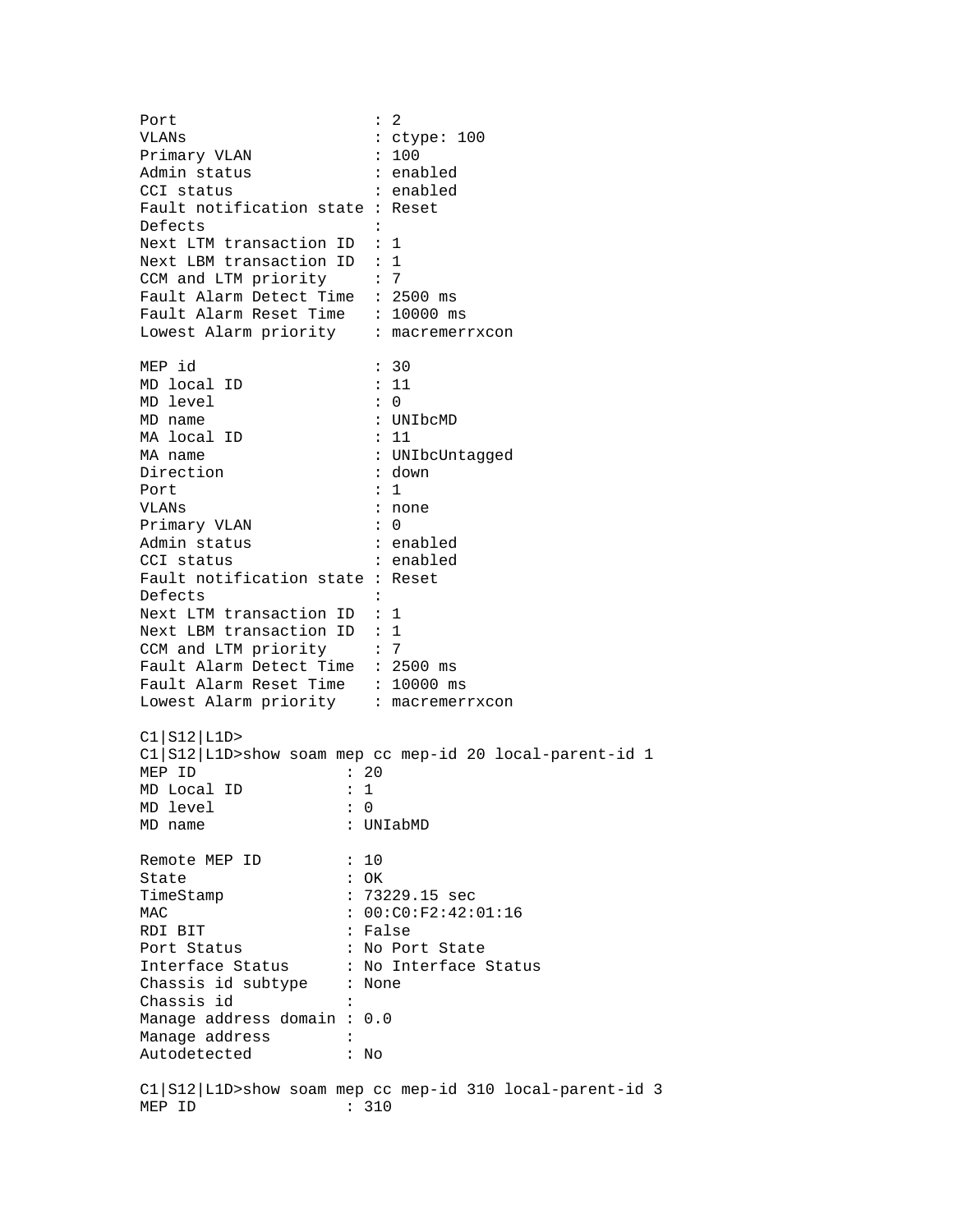```
Port                    : 2
VLANs                   : ctype: 100
Primary VLAN            : 100
Admin status            : enabled
CCI status              : enabled
Fault notification state : Reset
Defects                 :
Next LTM transaction ID  : 1
Next LBM transaction ID  : 1
CCM and LTM priority     : 7
Fault Alarm Detect Time  : 2500 ms
Fault Alarm Reset Time   : 10000 ms
Lowest Alarm priority    : macremerrxcon

MEP id                  : 30
MD local ID             : 11
MD level                : 0
MD name                 : UNIbcMD
MA local ID             : 11
MA name                 : UNIbcUntagged
Direction               : down
Port                    : 1
VLANs                   : none
Primary VLAN            : 0
Admin status            : enabled
CCI status              : enabled
Fault notification state : Reset
Defects                 :
Next LTM transaction ID  : 1
Next LBM transaction ID  : 1
CCM and LTM priority     : 7
Fault Alarm Detect Time  : 2500 ms
Fault Alarm Reset Time   : 10000 ms
Lowest Alarm priority    : macremerrxcon

C1|S12|L1D>
C1|S12|L1D>show soam mep cc mep-id 20 local-parent-id 1
MEP ID               : 20
MD Local ID          : 1
MD level             : 0
MD name              : UNIabMD

Remote MEP ID        : 10
State                : OK
TimeStamp            : 73229.15 sec
MAC                  : 00:C0:F2:42:01:16
RDI BIT              : False
Port Status          : No Port State
Interface Status     : No Interface Status
Chassis id subtype   : None
Chassis id           :
Manage address domain : 0.0
Manage address       :
Autodetected         : No

C1|S12|L1D>show soam mep cc mep-id 310 local-parent-id 3
MEP ID               : 310
```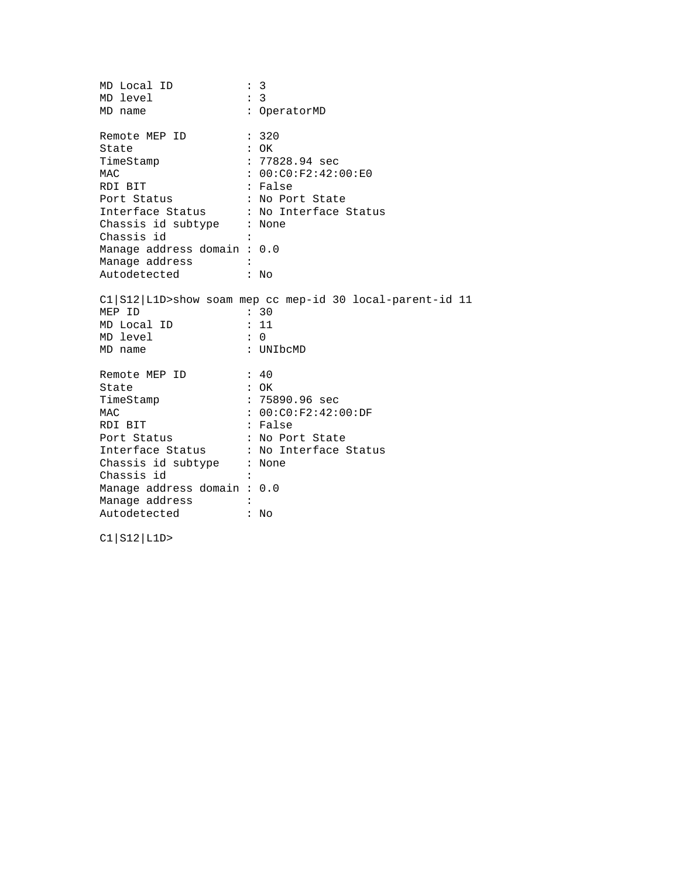```
MD Local ID           : 3
MD level              : 3
MD name               : OperatorMD

Remote MEP ID         : 320
State                 : OK
TimeStamp             : 77828.94 sec
MAC                   : 00:C0:F2:42:00:E0
RDI BIT               : False
Port Status           : No Port State
Interface Status      : No Interface Status
Chassis id subtype    : None
Chassis id            :
Manage address domain : 0.0
Manage address        :
Autodetected          : No

C1|S12|L1D>show soam mep cc mep-id 30 local-parent-id 11
MEP ID                : 30
MD Local ID           : 11
MD level              : 0
MD name               : UNIbcMD

Remote MEP ID         : 40
State                 : OK
TimeStamp             : 75890.96 sec
MAC                   : 00:C0:F2:42:00:DF
RDI BIT               : False
Port Status           : No Port State
Interface Status      : No Interface Status
Chassis id subtype    : None
Chassis id            :
Manage address domain : 0.0
Manage address        :
Autodetected          : No

C1|S12|L1D>
```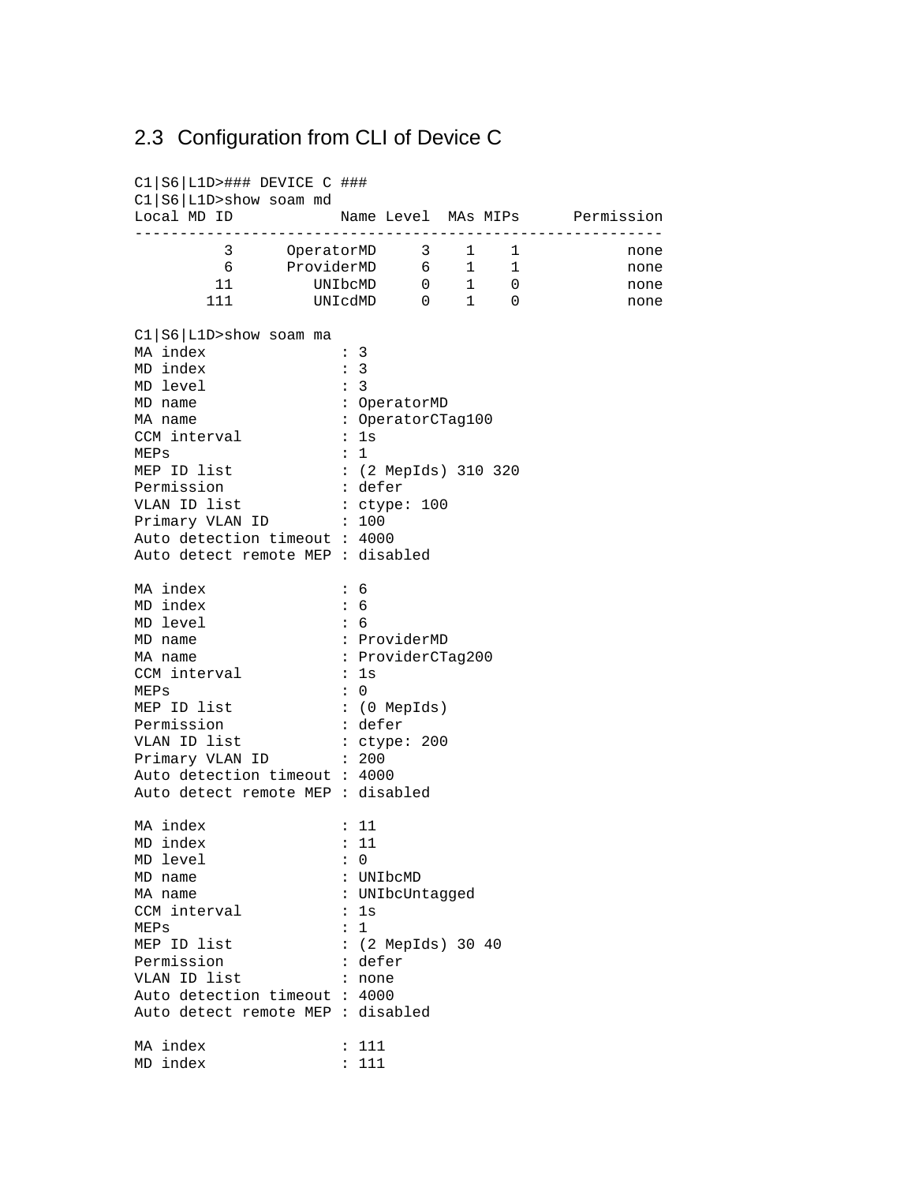## 2.3 Configuration from CLI of Device C

```
C1|S6|L1D>### DEVICE C ###
C1|S6|L1D>show soam md
Local MD ID           Name Level  MAs MIPs      Permission
----------------------------------------------------------
          3      OperatorMD     3    1    1            none
          6      ProviderMD     6    1    1            none
         11         UNIbcMD     0    1    0            none
        111         UNIcdMD     0    1    0            none

C1|S6|L1D>show soam ma
MA index               : 3
MD index               : 3
MD level               : 3
MD name                : OperatorMD
MA name                : OperatorCTag100
CCM interval           : 1s
MEPs                   : 1
MEP ID list            : (2 MepIds) 310 320
Permission             : defer
VLAN ID list           : ctype: 100
Primary VLAN ID        : 100
Auto detection timeout : 4000
Auto detect remote MEP : disabled

MA index               : 6
MD index               : 6
MD level               : 6
MD name                : ProviderMD
MA name                : ProviderCTag200
CCM interval           : 1s
MEPs                   : 0
MEP ID list            : (0 MepIds)
Permission             : defer
VLAN ID list           : ctype: 200
Primary VLAN ID        : 200
Auto detection timeout : 4000
Auto detect remote MEP : disabled

MA index               : 11
MD index               : 11
MD level               : 0
MD name                : UNIbcMD
MA name                : UNIbcUntagged
CCM interval           : 1s
MEPs                   : 1
MEP ID list            : (2 MepIds) 30 40
Permission             : defer
VLAN ID list           : none
Auto detection timeout : 4000
Auto detect remote MEP : disabled

MA index               : 111
MD index               : 111
```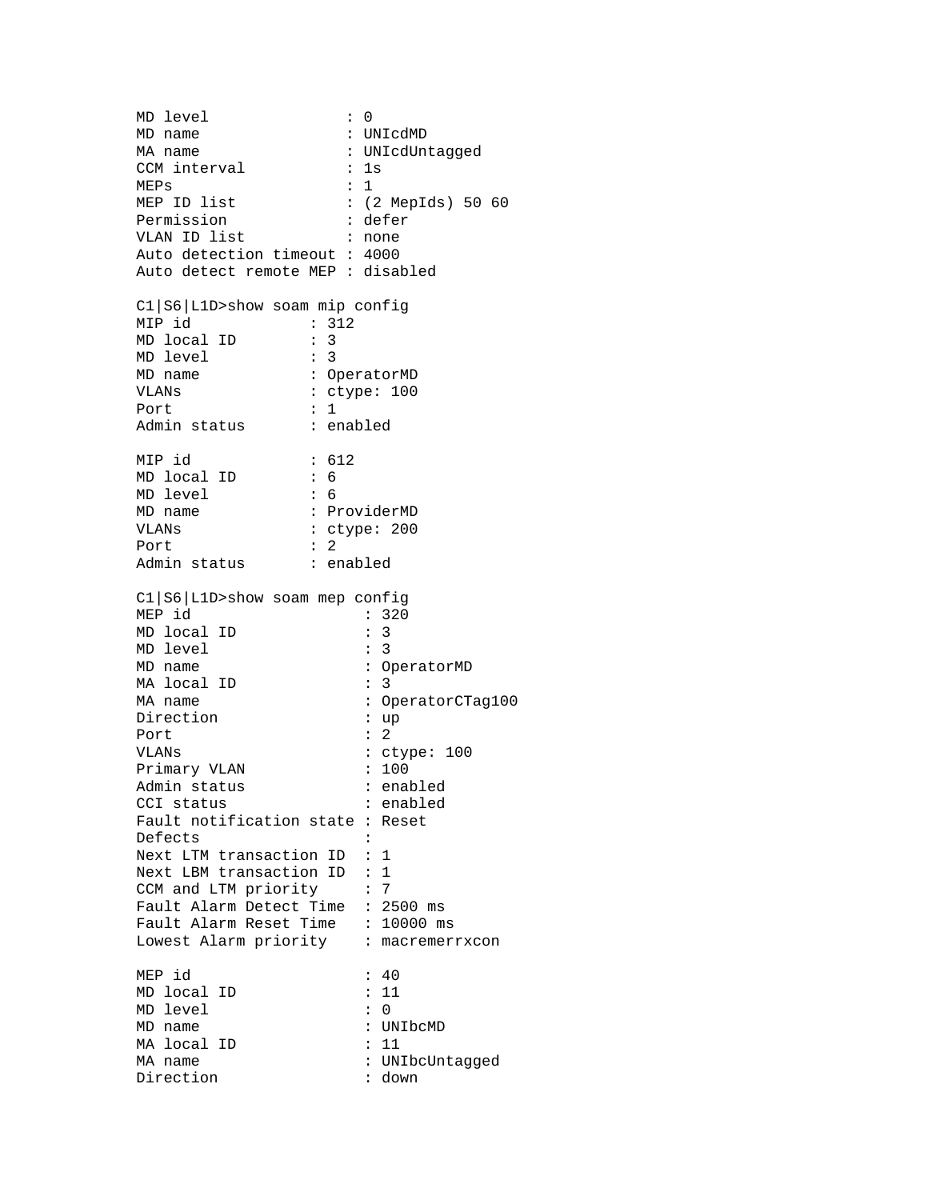```
MD level               : 0
MD name                : UNIcdMD
MA name                : UNIcdUntagged
CCM interval           : 1s
MEPs                   : 1
MEP ID list            : (2 MepIds) 50 60
Permission             : defer
VLAN ID list           : none
Auto detection timeout : 4000
Auto detect remote MEP : disabled

C1|S6|L1D>show soam mip config
MIP id             : 312
MD local ID        : 3
MD level           : 3
MD name            : OperatorMD
VLANs              : ctype: 100
Port               : 1
Admin status       : enabled

MIP id             : 612
MD local ID        : 6
MD level           : 6
MD name            : ProviderMD
VLANs              : ctype: 200
Port               : 2
Admin status       : enabled

C1|S6|L1D>show soam mep config
MEP id                   : 320
MD local ID              : 3
MD level                 : 3
MD name                  : OperatorMD
MA local ID              : 3
MA name                  : OperatorCTag100
Direction                : up
Port                     : 2
VLANs                    : ctype: 100
Primary VLAN             : 100
Admin status             : enabled
CCI status               : enabled
Fault notification state : Reset
Defects                  :
Next LTM transaction ID  : 1
Next LBM transaction ID  : 1
CCM and LTM priority     : 7
Fault Alarm Detect Time  : 2500 ms
Fault Alarm Reset Time   : 10000 ms
Lowest Alarm priority    : macremerrxcon

MEP id                   : 40
MD local ID              : 11
MD level                 : 0
MD name                  : UNIbcMD
MA local ID              : 11
MA name                  : UNIbcUntagged
Direction                : down
```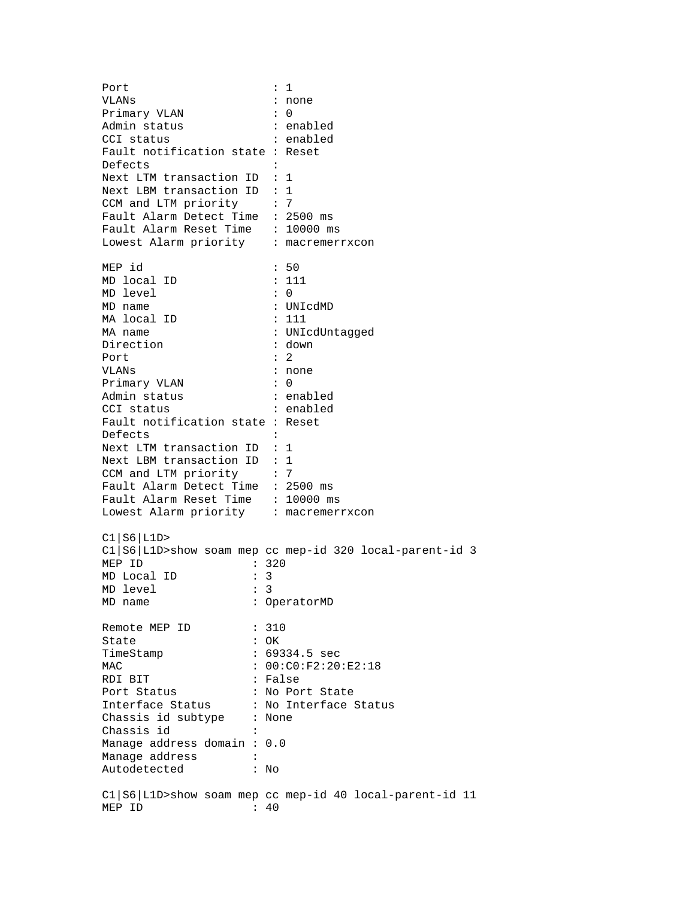```
Port                      : 1
VLANs                     : none
Primary VLAN              : 0
Admin status              : enabled
CCI status                : enabled
Fault notification state : Reset
Defects                   :
Next LTM transaction ID  : 1
Next LBM transaction ID  : 1
CCM and LTM priority     : 7
Fault Alarm Detect Time  : 2500 ms
Fault Alarm Reset Time   : 10000 ms
Lowest Alarm priority    : macremerrxcon

MEP id                    : 50
MD local ID               : 111
MD level                  : 0
MD name                   : UNIcdMD
MA local ID               : 111
MA name                   : UNIcdUntagged
Direction                 : down
Port                      : 2
VLANs                     : none
Primary VLAN              : 0
Admin status              : enabled
CCI status                : enabled
Fault notification state : Reset
Defects                   :
Next LTM transaction ID  : 1
Next LBM transaction ID  : 1
CCM and LTM priority     : 7
Fault Alarm Detect Time  : 2500 ms
Fault Alarm Reset Time   : 10000 ms
Lowest Alarm priority    : macremerrxcon

C1|S6|L1D>
C1|S6|L1D>show soam mep cc mep-id 320 local-parent-id 3
MEP ID               : 320
MD Local ID          : 3
MD level             : 3
MD name              : OperatorMD

Remote MEP ID        : 310
State                : OK
TimeStamp            : 69334.5 sec
MAC                  : 00:C0:F2:20:E2:18
RDI BIT              : False
Port Status          : No Port State
Interface Status     : No Interface Status
Chassis id subtype   : None
Chassis id           :
Manage address domain : 0.0
Manage address       :
Autodetected         : No

C1|S6|L1D>show soam mep cc mep-id 40 local-parent-id 11
MEP ID               : 40
```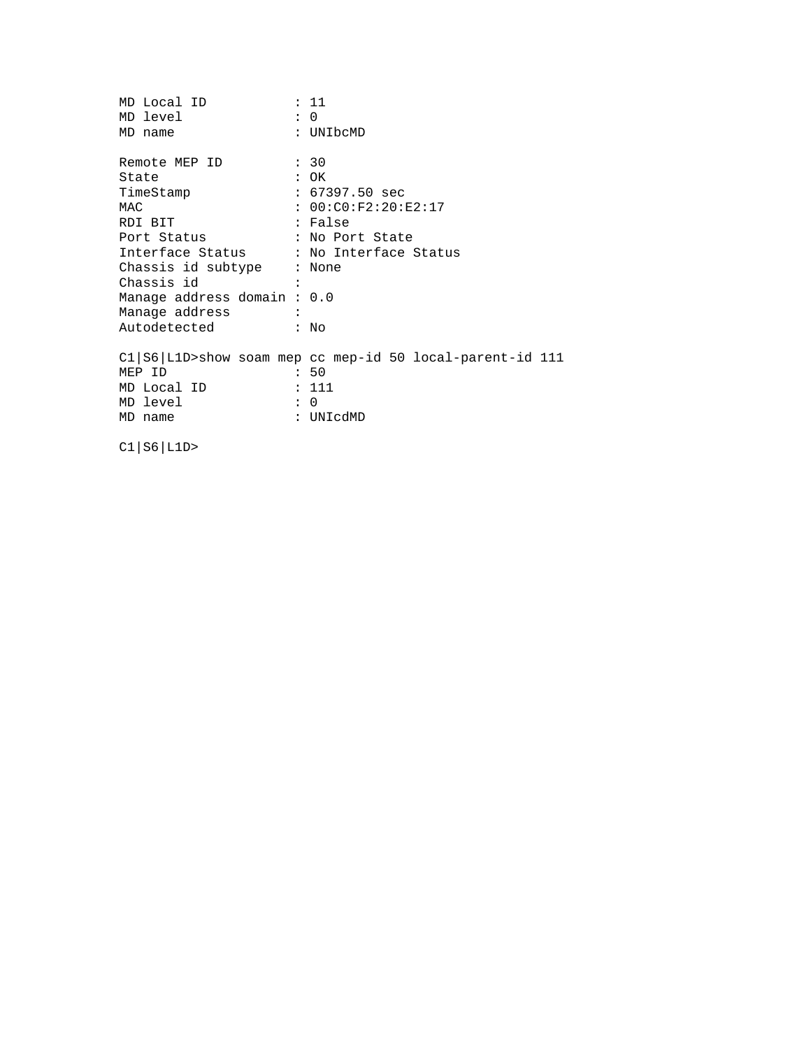```
MD Local ID           : 11
MD level              : 0
MD name               : UNIbcMD

Remote MEP ID         : 30
State                 : OK
TimeStamp             : 67397.50 sec
MAC                   : 00:C0:F2:20:E2:17
RDI BIT               : False
Port Status           : No Port State
Interface Status      : No Interface Status
Chassis id subtype    : None
Chassis id            :
Manage address domain : 0.0
Manage address        :
Autodetected          : No

C1|S6|L1D>show soam mep cc mep-id 50 local-parent-id 111
MEP ID                : 50
MD Local ID           : 111
MD level              : 0
MD name               : UNIcdMD

C1|S6|L1D>
```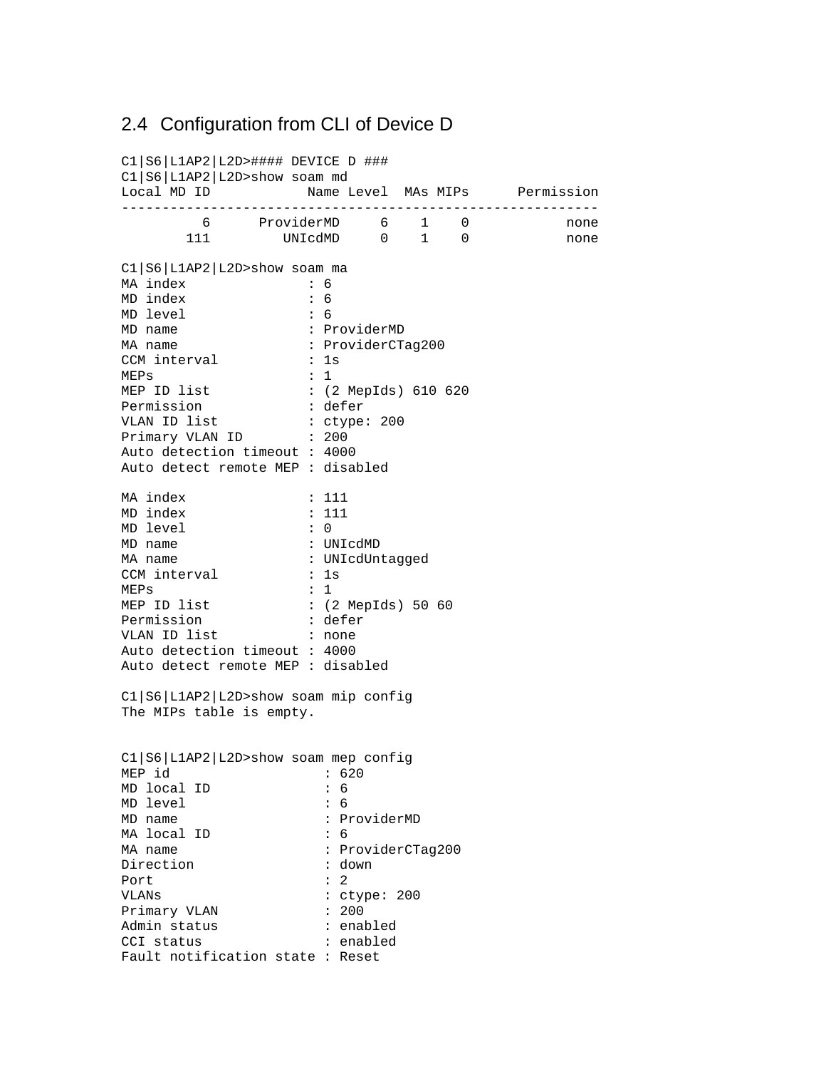## 2.4 Configuration from CLI of Device D

```
C1|S6|L1AP2|L2D>#### DEVICE D ###
C1|S6|L1AP2|L2D>show soam md
Local MD ID            Name Level  MAs MIPs      Permission
-----------------------------------------------------------
          6      ProviderMD     6    1    0            none
        111         UNIcdMD     0    1    0            none

C1|S6|L1AP2|L2D>show soam ma
MA index              : 6
MD index              : 6
MD level              : 6
MD name               : ProviderMD
MA name               : ProviderCTag200
CCM interval          : 1s
MEPs                  : 1
MEP ID list           : (2 MepIds) 610 620
Permission            : defer
VLAN ID list          : ctype: 200
Primary VLAN ID       : 200
Auto detection timeout : 4000
Auto detect remote MEP : disabled

MA index              : 111
MD index              : 111
MD level              : 0
MD name               : UNIcdMD
MA name               : UNIcdUntagged
CCM interval          : 1s
MEPs                  : 1
MEP ID list           : (2 MepIds) 50 60
Permission            : defer
VLAN ID list          : none
Auto detection timeout : 4000
Auto detect remote MEP : disabled

C1|S6|L1AP2|L2D>show soam mip config
The MIPs table is empty.


C1|S6|L1AP2|L2D>show soam mep config
MEP id                  : 620
MD local ID             : 6
MD level                : 6
MD name                 : ProviderMD
MA local ID             : 6
MA name                 : ProviderCTag200
Direction               : down
Port                    : 2
VLANs                   : ctype: 200
Primary VLAN            : 200
Admin status            : enabled
CCI status              : enabled
Fault notification state : Reset
```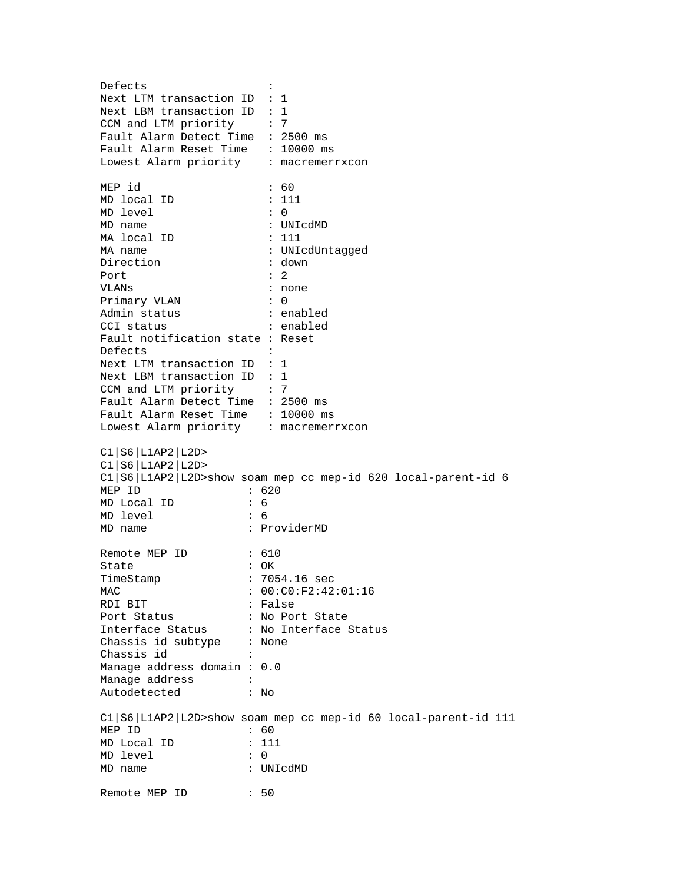```
Defects                  :
Next LTM transaction ID  : 1
Next LBM transaction ID  : 1
CCM and LTM priority     : 7
Fault Alarm Detect Time  : 2500 ms
Fault Alarm Reset Time   : 10000 ms
Lowest Alarm priority    : macremerrxcon

MEP id                   : 60
MD local ID              : 111
MD level                 : 0
MD name                  : UNIcdMD
MA local ID              : 111
MA name                  : UNIcdUntagged
Direction                : down
Port                     : 2
VLANs                    : none
Primary VLAN             : 0
Admin status             : enabled
CCI status               : enabled
Fault notification state : Reset
Defects                  :
Next LTM transaction ID  : 1
Next LBM transaction ID  : 1
CCM and LTM priority     : 7
Fault Alarm Detect Time  : 2500 ms
Fault Alarm Reset Time   : 10000 ms
Lowest Alarm priority    : macremerrxcon

C1|S6|L1AP2|L2D>
C1|S6|L1AP2|L2D>
C1|S6|L1AP2|L2D>show soam mep cc mep-id 620 local-parent-id 6
MEP ID                : 620
MD Local ID           : 6
MD level              : 6
MD name               : ProviderMD

Remote MEP ID         : 610
State                 : OK
TimeStamp             : 7054.16 sec
MAC                   : 00:C0:F2:42:01:16
RDI BIT               : False
Port Status           : No Port State
Interface Status      : No Interface Status
Chassis id subtype    : None
Chassis id            :
Manage address domain : 0.0
Manage address        :
Autodetected          : No

C1|S6|L1AP2|L2D>show soam mep cc mep-id 60 local-parent-id 111
MEP ID                : 60
MD Local ID           : 111
MD level              : 0
MD name               : UNIcdMD

Remote MEP ID         : 50
```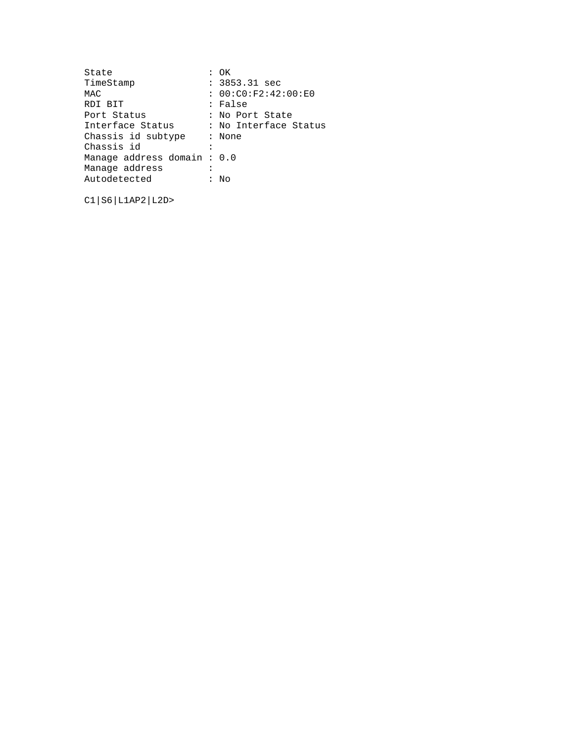```
State                : OK
TimeStamp            : 3853.31 sec
MAC                  : 00:C0:F2:42:00:E0
RDI BIT              : False
Port Status          : No Port State
Interface Status     : No Interface Status
Chassis id subtype   : None
Chassis id           :
Manage address domain : 0.0
Manage address       :
Autodetected         : No

C1|S6|L1AP2|L2D>
```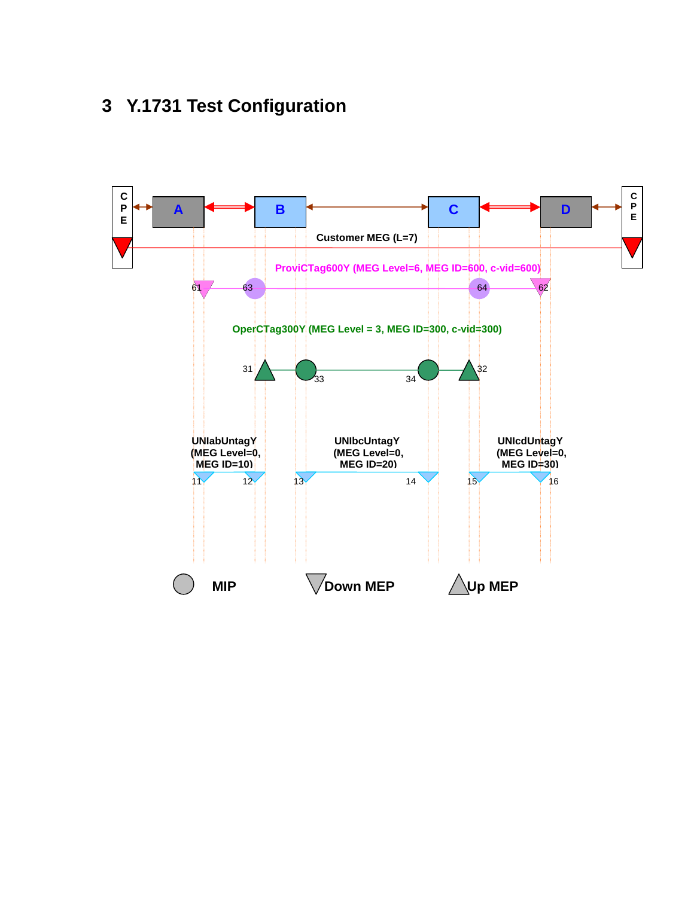# 3 Y.1731 Test Configuration

C P E | A | B | C | D | C P E

Customer MEG (L=7)

ProviCTag600Y (MEG Level=6, MEG ID=600, c-vid=600)

61 63 64 62

OperCTag300Y (MEG Level = 3, MEG ID=300, c-vid=300)

31 33 34 32

UNIabUntagY (MEG Level=0, MEG ID=10)

UNIbcUntagY (MEG Level=0, MEG ID=20)

UNIcdUntagY (MEG Level=0, MEG ID=30)

11 12 13 14 15 16

MIP Down MEP Up MEP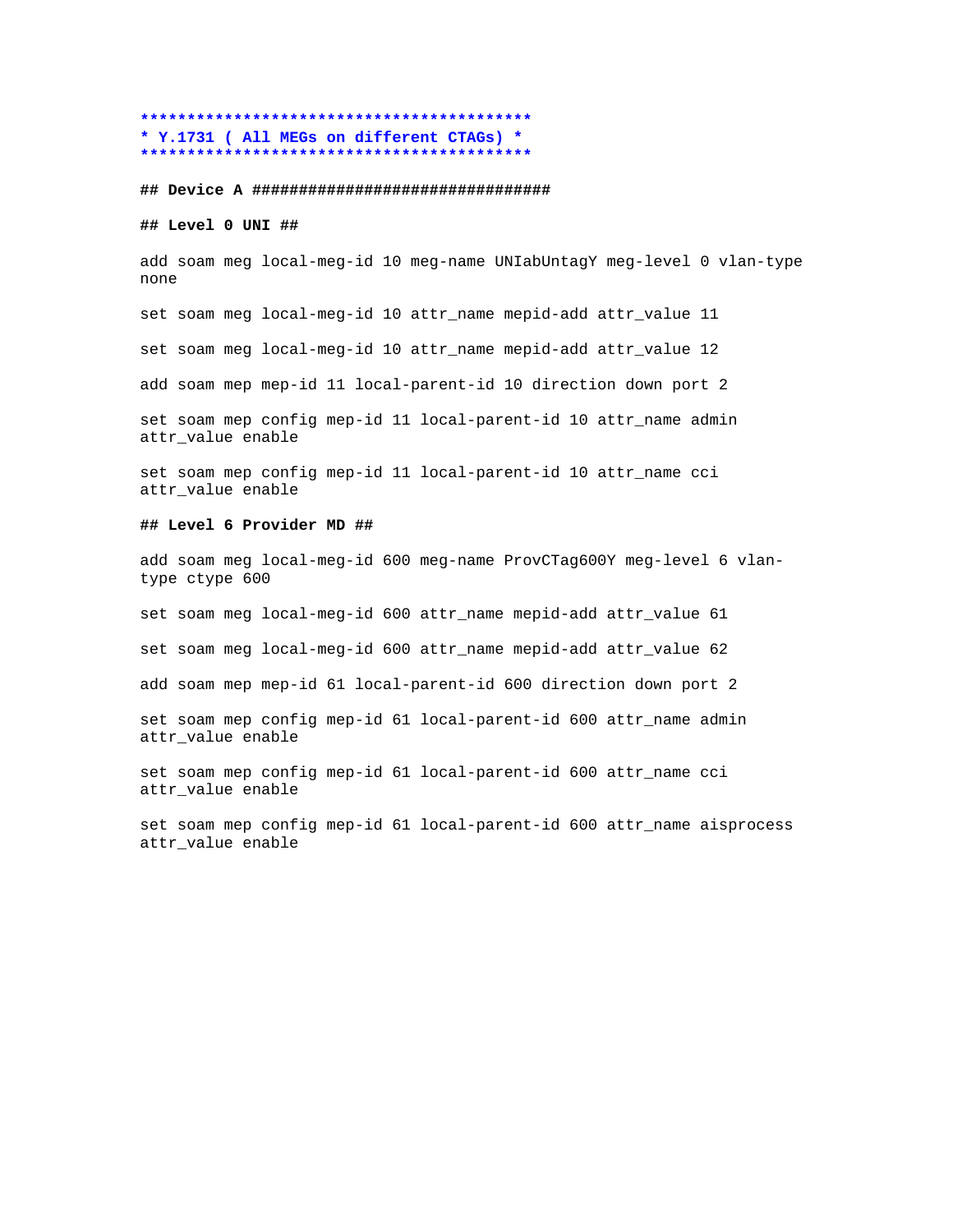```
*******************************************
* Y.1731 ( All MEGs on different CTAGs) *
*******************************************
```

**## Device A ################################**

**## Level 0 UNI ##**

```
add soam meg local-meg-id 10 meg-name UNIabUntagY meg-level 0 vlan-type none

set soam meg local-meg-id 10 attr_name mepid-add attr_value 11

set soam meg local-meg-id 10 attr_name mepid-add attr_value 12

add soam mep mep-id 11 local-parent-id 10 direction down port 2

set soam mep config mep-id 11 local-parent-id 10 attr_name admin attr_value enable

set soam mep config mep-id 11 local-parent-id 10 attr_name cci attr_value enable
```

**## Level 6 Provider MD ##**

```
add soam meg local-meg-id 600 meg-name ProvCTag600Y meg-level 6 vlan-type ctype 600

set soam meg local-meg-id 600 attr_name mepid-add attr_value 61

set soam meg local-meg-id 600 attr_name mepid-add attr_value 62

add soam mep mep-id 61 local-parent-id 600 direction down port 2

set soam mep config mep-id 61 local-parent-id 600 attr_name admin attr_value enable

set soam mep config mep-id 61 local-parent-id 600 attr_name cci attr_value enable

set soam mep config mep-id 61 local-parent-id 600 attr_name aisprocess attr_value enable
```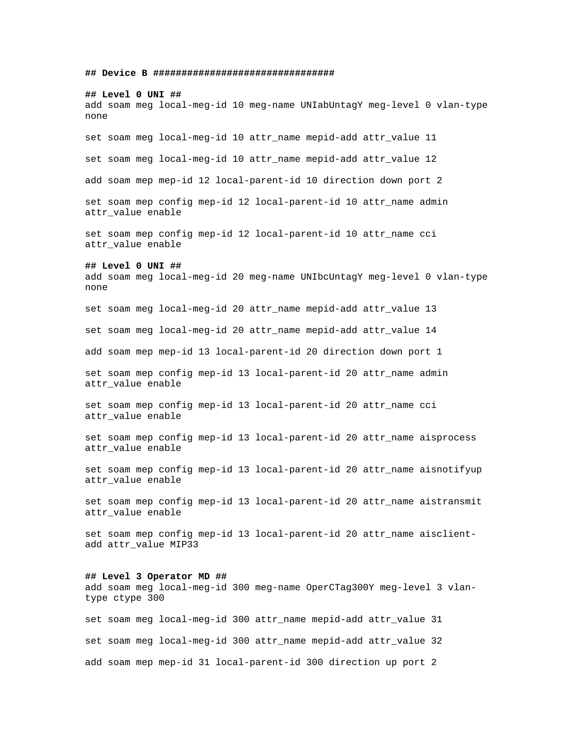## Device B ################################

**## Level 0 UNI ##**

add soam meg local-meg-id 10 meg-name UNIabUntagY meg-level 0 vlan-type none

set soam meg local-meg-id 10 attr_name mepid-add attr_value 11

set soam meg local-meg-id 10 attr_name mepid-add attr_value 12

add soam mep mep-id 12 local-parent-id 10 direction down port 2

set soam mep config mep-id 12 local-parent-id 10 attr_name admin attr_value enable

set soam mep config mep-id 12 local-parent-id 10 attr_name cci attr_value enable

**## Level 0 UNI ##**

add soam meg local-meg-id 20 meg-name UNIbcUntagY meg-level 0 vlan-type none

set soam meg local-meg-id 20 attr_name mepid-add attr_value 13

set soam meg local-meg-id 20 attr_name mepid-add attr_value 14

add soam mep mep-id 13 local-parent-id 20 direction down port 1

set soam mep config mep-id 13 local-parent-id 20 attr_name admin attr_value enable

set soam mep config mep-id 13 local-parent-id 20 attr_name cci attr_value enable

set soam mep config mep-id 13 local-parent-id 20 attr_name aisprocess attr_value enable

set soam mep config mep-id 13 local-parent-id 20 attr_name aisnotifyup attr_value enable

set soam mep config mep-id 13 local-parent-id 20 attr_name aistransmit attr_value enable

set soam mep config mep-id 13 local-parent-id 20 attr_name aisclient-add attr_value MIP33

**## Level 3 Operator MD ##**

add soam meg local-meg-id 300 meg-name OperCTag300Y meg-level 3 vlan-type ctype 300

set soam meg local-meg-id 300 attr_name mepid-add attr_value 31

set soam meg local-meg-id 300 attr_name mepid-add attr_value 32

add soam mep mep-id 31 local-parent-id 300 direction up port 2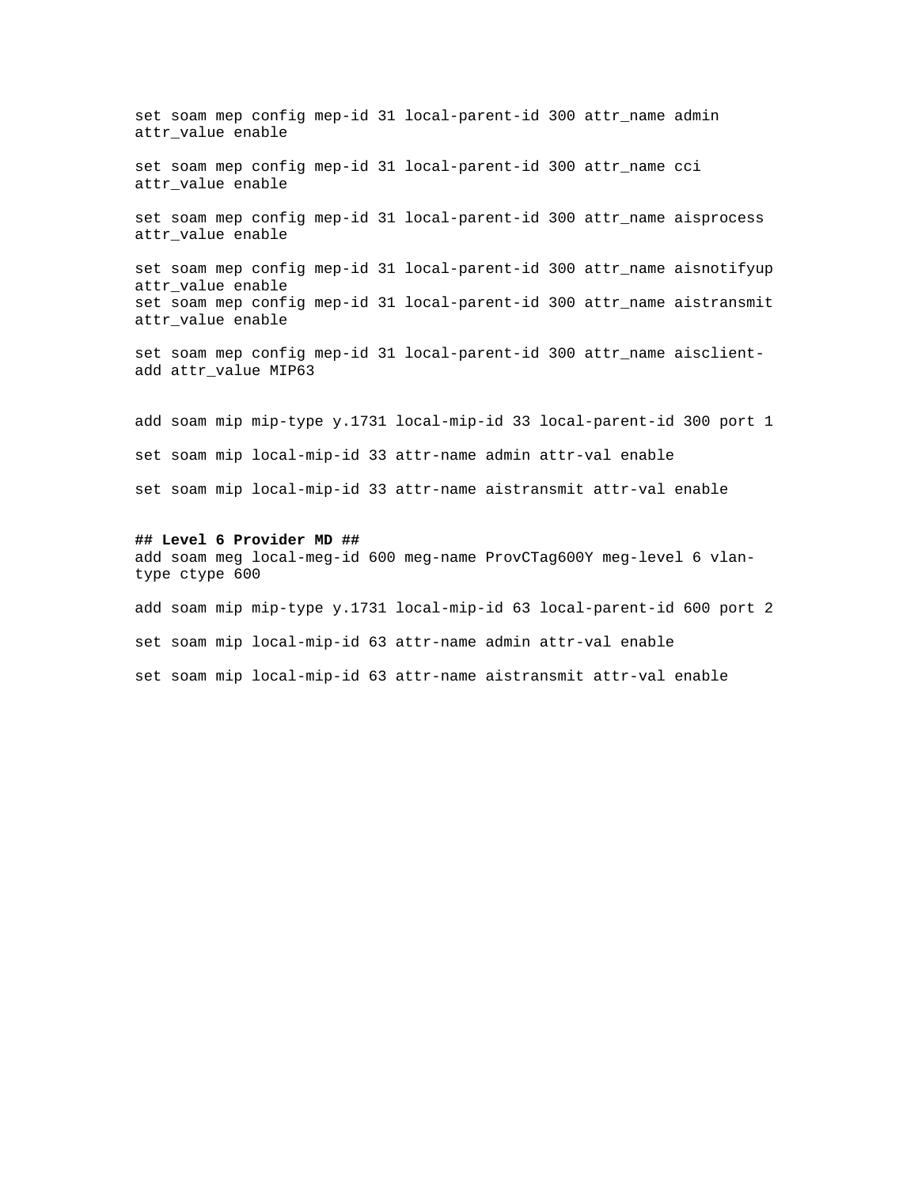```
set soam mep config mep-id 31 local-parent-id 300 attr_name admin attr_value enable

set soam mep config mep-id 31 local-parent-id 300 attr_name cci attr_value enable

set soam mep config mep-id 31 local-parent-id 300 attr_name aisprocess attr_value enable

set soam mep config mep-id 31 local-parent-id 300 attr_name aisnotifyup attr_value enable
set soam mep config mep-id 31 local-parent-id 300 attr_name aistransmit attr_value enable

set soam mep config mep-id 31 local-parent-id 300 attr_name aisclient-add attr_value MIP63


add soam mip mip-type y.1731 local-mip-id 33 local-parent-id 300 port 1

set soam mip local-mip-id 33 attr-name admin attr-val enable

set soam mip local-mip-id 33 attr-name aistransmit attr-val enable
```

**## Level 6 Provider MD ##**

```
add soam meg local-meg-id 600 meg-name ProvCTag600Y meg-level 6 vlan-type ctype 600

add soam mip mip-type y.1731 local-mip-id 63 local-parent-id 600 port 2

set soam mip local-mip-id 63 attr-name admin attr-val enable

set soam mip local-mip-id 63 attr-name aistransmit attr-val enable
```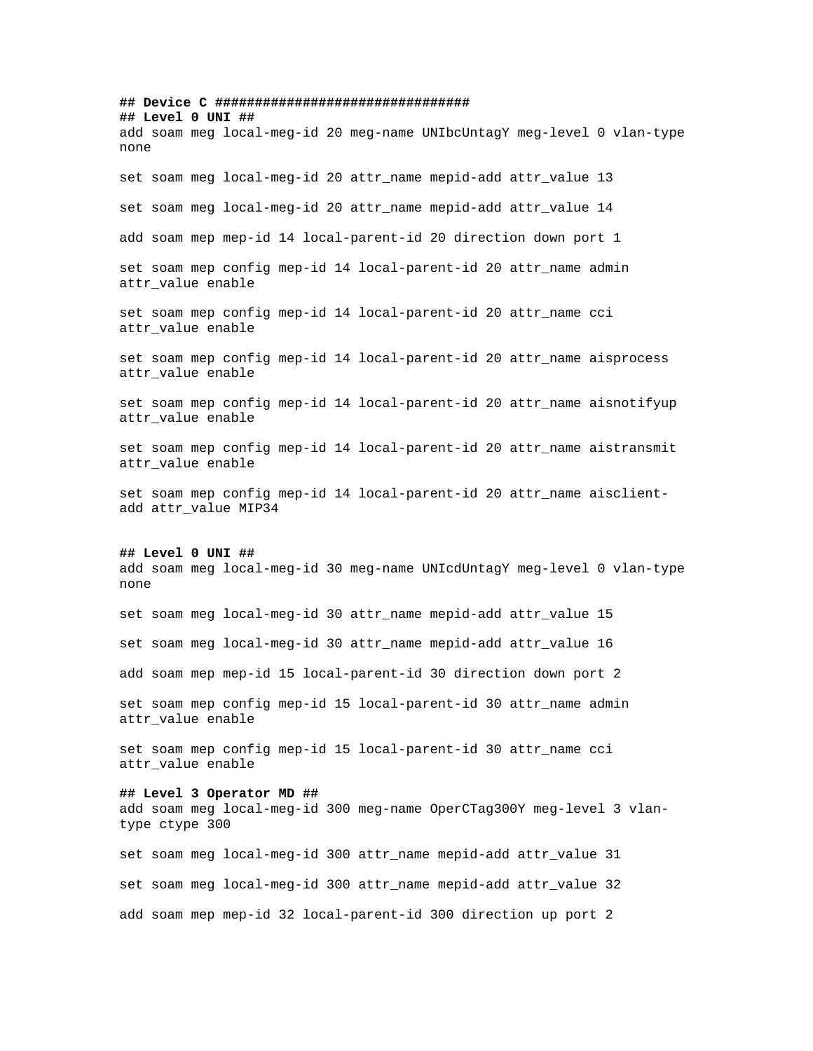**## Device C ################################**

**## Level 0 UNI ##**

```
add soam meg local-meg-id 20 meg-name UNIbcUntagY meg-level 0 vlan-type none

set soam meg local-meg-id 20 attr_name mepid-add attr_value 13

set soam meg local-meg-id 20 attr_name mepid-add attr_value 14

add soam mep mep-id 14 local-parent-id 20 direction down port 1

set soam mep config mep-id 14 local-parent-id 20 attr_name admin attr_value enable

set soam mep config mep-id 14 local-parent-id 20 attr_name cci attr_value enable

set soam mep config mep-id 14 local-parent-id 20 attr_name aisprocess attr_value enable

set soam mep config mep-id 14 local-parent-id 20 attr_name aisnotifyup attr_value enable

set soam mep config mep-id 14 local-parent-id 20 attr_name aistransmit attr_value enable

set soam mep config mep-id 14 local-parent-id 20 attr_name aisclient-add attr_value MIP34
```

**## Level 0 UNI ##**

```
add soam meg local-meg-id 30 meg-name UNIcdUntagY meg-level 0 vlan-type none

set soam meg local-meg-id 30 attr_name mepid-add attr_value 15

set soam meg local-meg-id 30 attr_name mepid-add attr_value 16

add soam mep mep-id 15 local-parent-id 30 direction down port 2

set soam mep config mep-id 15 local-parent-id 30 attr_name admin attr_value enable

set soam mep config mep-id 15 local-parent-id 30 attr_name cci attr_value enable
```

**## Level 3 Operator MD ##**

```
add soam meg local-meg-id 300 meg-name OperCTag300Y meg-level 3 vlan-type ctype 300

set soam meg local-meg-id 300 attr_name mepid-add attr_value 31

set soam meg local-meg-id 300 attr_name mepid-add attr_value 32

add soam mep mep-id 32 local-parent-id 300 direction up port 2
```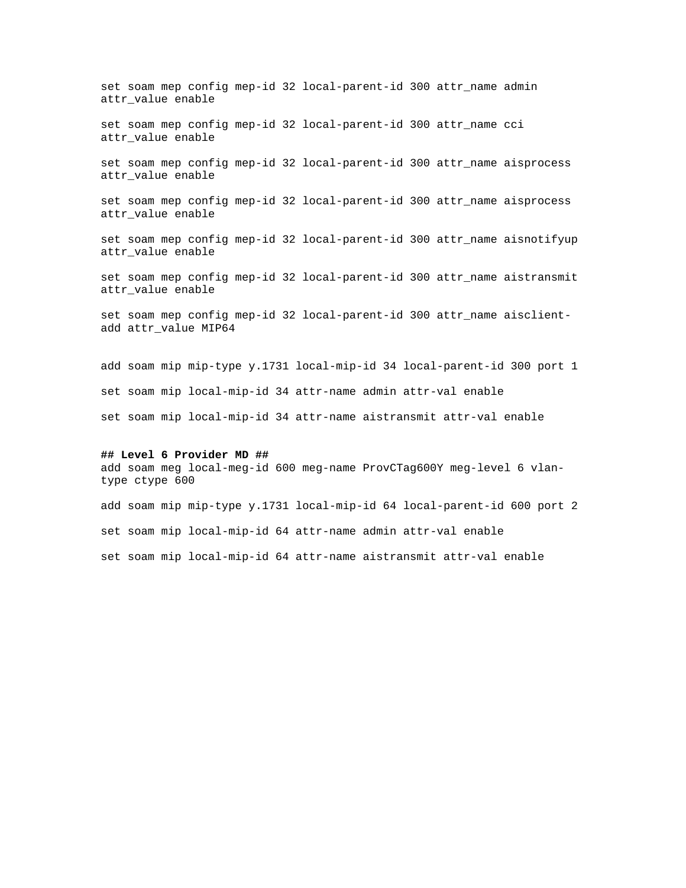```
set soam mep config mep-id 32 local-parent-id 300 attr_name admin attr_value enable

set soam mep config mep-id 32 local-parent-id 300 attr_name cci attr_value enable

set soam mep config mep-id 32 local-parent-id 300 attr_name aisprocess attr_value enable

set soam mep config mep-id 32 local-parent-id 300 attr_name aisprocess attr_value enable

set soam mep config mep-id 32 local-parent-id 300 attr_name aisnotifyup attr_value enable

set soam mep config mep-id 32 local-parent-id 300 attr_name aistransmit attr_value enable

set soam mep config mep-id 32 local-parent-id 300 attr_name aisclient-add attr_value MIP64


add soam mip mip-type y.1731 local-mip-id 34 local-parent-id 300 port 1

set soam mip local-mip-id 34 attr-name admin attr-val enable

set soam mip local-mip-id 34 attr-name aistransmit attr-val enable
```

**## Level 6 Provider MD ##**

```
add soam meg local-meg-id 600 meg-name ProvCTag600Y meg-level 6 vlan-type ctype 600

add soam mip mip-type y.1731 local-mip-id 64 local-parent-id 600 port 2

set soam mip local-mip-id 64 attr-name admin attr-val enable

set soam mip local-mip-id 64 attr-name aistransmit attr-val enable
```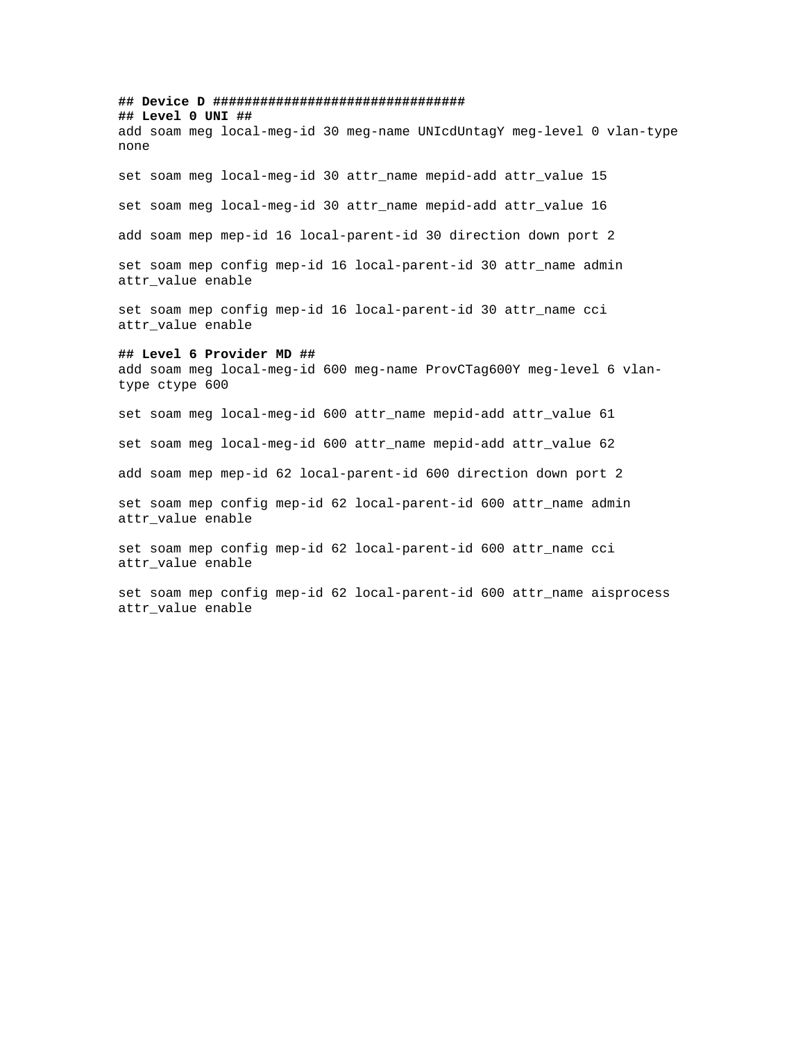**## Device D ###############################**
**## Level 0 UNI ##**

add soam meg local-meg-id 30 meg-name UNIcdUntagY meg-level 0 vlan-type none

set soam meg local-meg-id 30 attr_name mepid-add attr_value 15

set soam meg local-meg-id 30 attr_name mepid-add attr_value 16

add soam mep mep-id 16 local-parent-id 30 direction down port 2

set soam mep config mep-id 16 local-parent-id 30 attr_name admin attr_value enable

set soam mep config mep-id 16 local-parent-id 30 attr_name cci attr_value enable

**## Level 6 Provider MD ##**

add soam meg local-meg-id 600 meg-name ProvCTag600Y meg-level 6 vlan-type ctype 600

set soam meg local-meg-id 600 attr_name mepid-add attr_value 61

set soam meg local-meg-id 600 attr_name mepid-add attr_value 62

add soam mep mep-id 62 local-parent-id 600 direction down port 2

set soam mep config mep-id 62 local-parent-id 600 attr_name admin attr_value enable

set soam mep config mep-id 62 local-parent-id 600 attr_name cci attr_value enable

set soam mep config mep-id 62 local-parent-id 600 attr_name aisprocess attr_value enable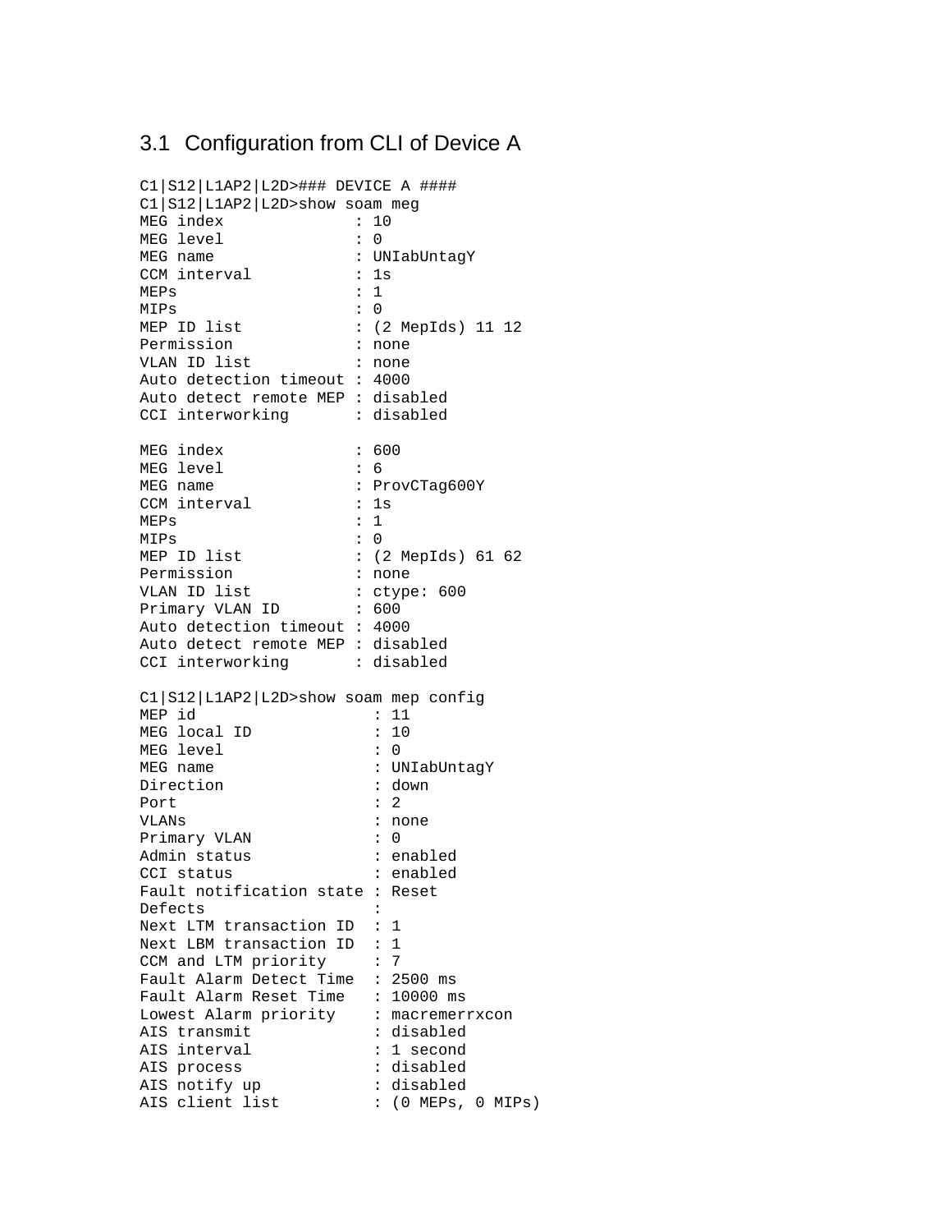## 3.1 Configuration from CLI of Device A

```
C1|S12|L1AP2|L2D>### DEVICE A ####
C1|S12|L1AP2|L2D>show soam meg
MEG index              : 10
MEG level              : 0
MEG name               : UNIabUntagY
CCM interval           : 1s
MEPs                   : 1
MIPs                   : 0
MEP ID list            : (2 MepIds) 11 12
Permission             : none
VLAN ID list           : none
Auto detection timeout : 4000
Auto detect remote MEP : disabled
CCI interworking       : disabled

MEG index              : 600
MEG level              : 6
MEG name               : ProvCTag600Y
CCM interval           : 1s
MEPs                   : 1
MIPs                   : 0
MEP ID list            : (2 MepIds) 61 62
Permission             : none
VLAN ID list           : ctype: 600
Primary VLAN ID        : 600
Auto detection timeout : 4000
Auto detect remote MEP : disabled
CCI interworking       : disabled

C1|S12|L1AP2|L2D>show soam mep config
MEP id                  : 11
MEG local ID            : 10
MEG level               : 0
MEG name                : UNIabUntagY
Direction               : down
Port                    : 2
VLANs                   : none
Primary VLAN            : 0
Admin status            : enabled
CCI status              : enabled
Fault notification state : Reset
Defects                 :
Next LTM transaction ID  : 1
Next LBM transaction ID  : 1
CCM and LTM priority     : 7
Fault Alarm Detect Time  : 2500 ms
Fault Alarm Reset Time   : 10000 ms
Lowest Alarm priority    : macremerrxcon
AIS transmit            : disabled
AIS interval            : 1 second
AIS process             : disabled
AIS notify up           : disabled
AIS client list         : (0 MEPs, 0 MIPs)
```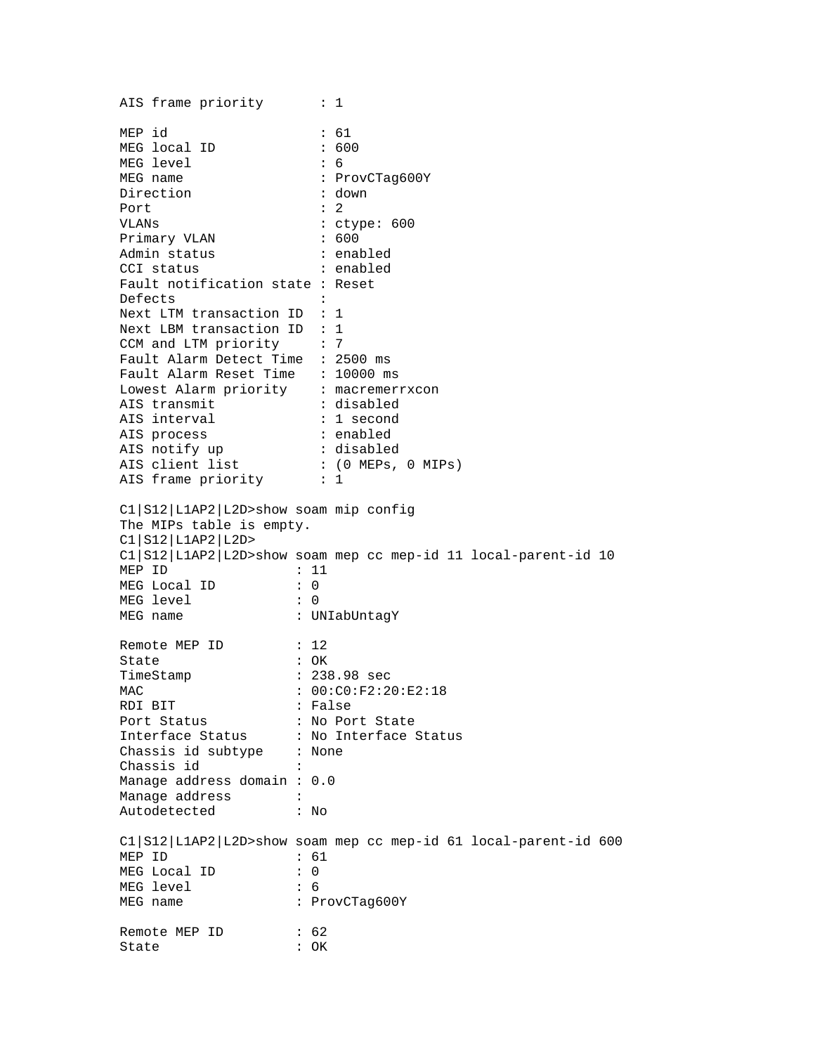```
AIS frame priority       : 1

MEP id                   : 61
MEG local ID             : 600
MEG level                : 6
MEG name                 : ProvCTag600Y
Direction                : down
Port                     : 2
VLANs                    : ctype: 600
Primary VLAN             : 600
Admin status             : enabled
CCI status               : enabled
Fault notification state : Reset
Defects                  :
Next LTM transaction ID  : 1
Next LBM transaction ID  : 1
CCM and LTM priority     : 7
Fault Alarm Detect Time  : 2500 ms
Fault Alarm Reset Time   : 10000 ms
Lowest Alarm priority    : macremerrxcon
AIS transmit             : disabled
AIS interval             : 1 second
AIS process              : enabled
AIS notify up            : disabled
AIS client list          : (0 MEPs, 0 MIPs)
AIS frame priority       : 1

C1|S12|L1AP2|L2D>show soam mip config
The MIPs table is empty.
C1|S12|L1AP2|L2D>
C1|S12|L1AP2|L2D>show soam mep cc mep-id 11 local-parent-id 10
MEP ID                : 11
MEG Local ID          : 0
MEG level             : 0
MEG name              : UNIabUntagY

Remote MEP ID         : 12
State                 : OK
TimeStamp             : 238.98 sec
MAC                   : 00:C0:F2:20:E2:18
RDI BIT               : False
Port Status           : No Port State
Interface Status      : No Interface Status
Chassis id subtype    : None
Chassis id            :
Manage address domain : 0.0
Manage address        :
Autodetected          : No

C1|S12|L1AP2|L2D>show soam mep cc mep-id 61 local-parent-id 600
MEP ID                : 61
MEG Local ID          : 0
MEG level             : 6
MEG name              : ProvCTag600Y

Remote MEP ID         : 62
State                 : OK
```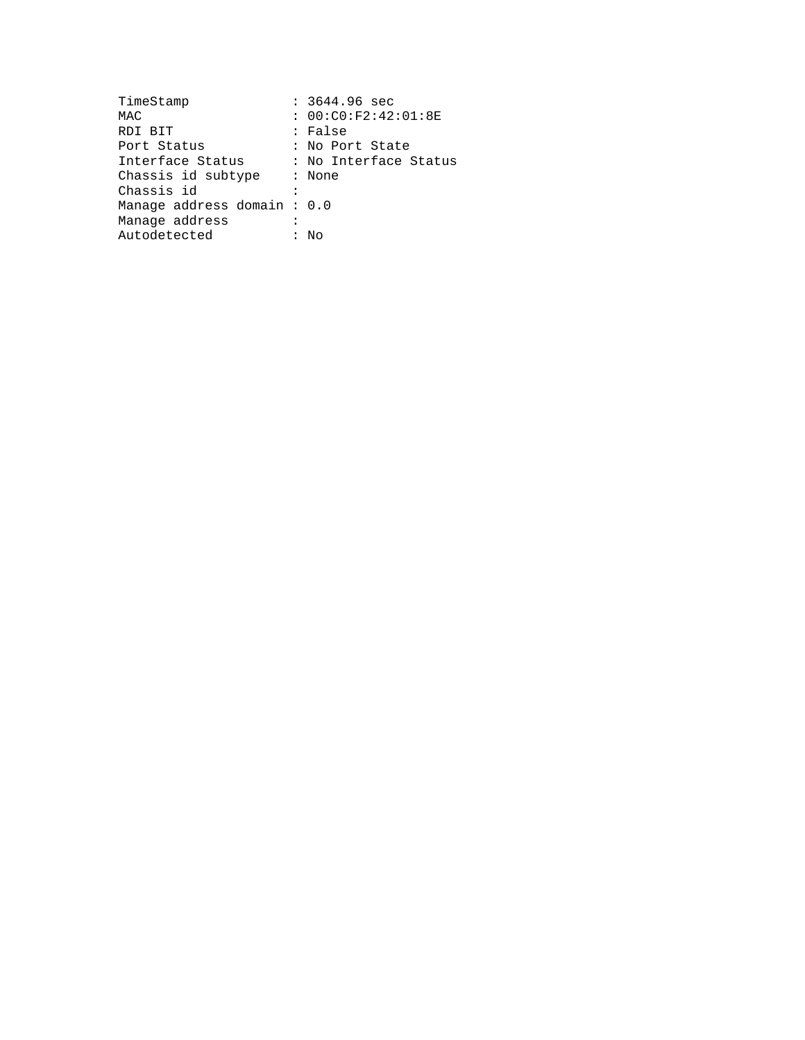```
TimeStamp             : 3644.96 sec
MAC                   : 00:C0:F2:42:01:8E
RDI BIT               : False
Port Status           : No Port State
Interface Status      : No Interface Status
Chassis id subtype    : None
Chassis id            :
Manage address domain : 0.0
Manage address        :
Autodetected          : No
```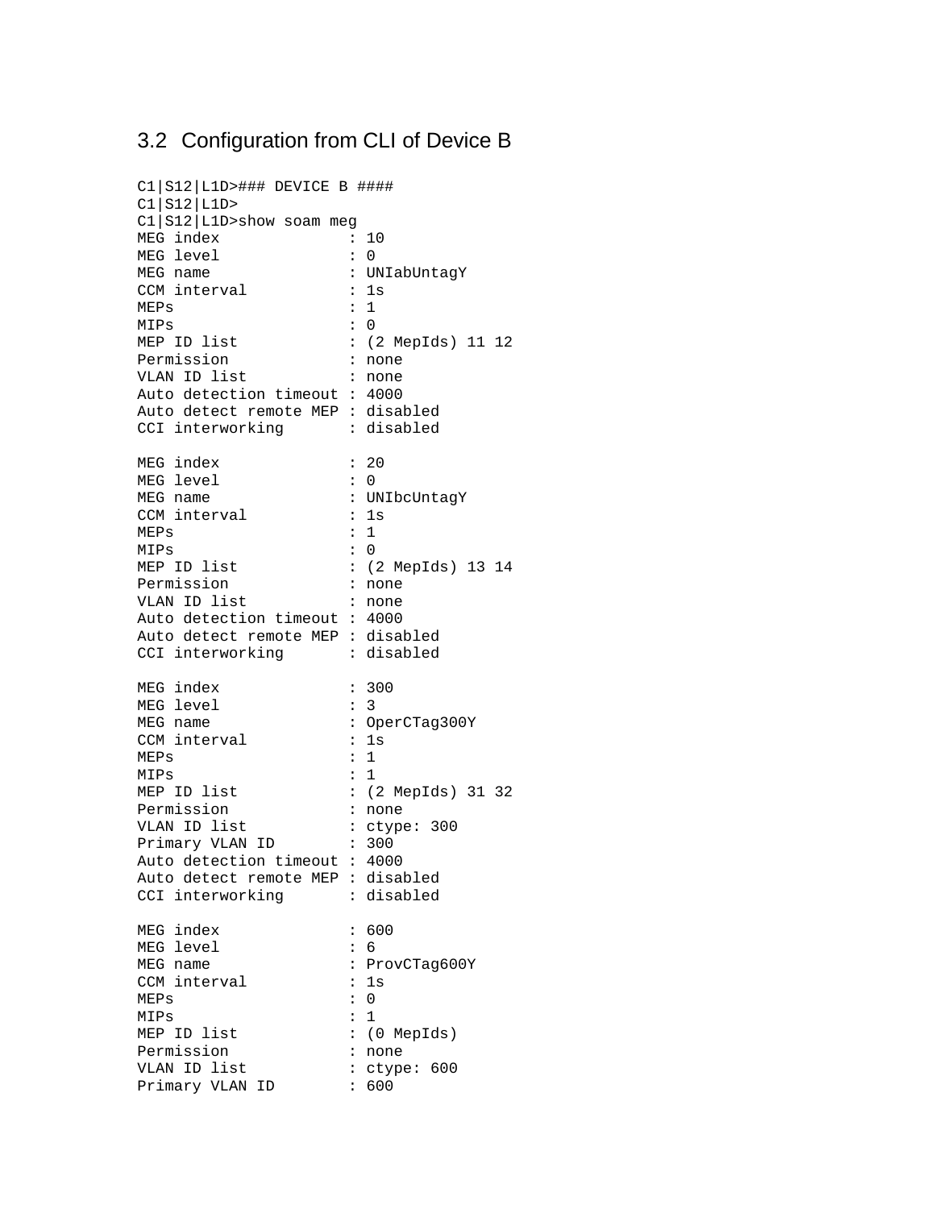## 3.2 Configuration from CLI of Device B

```
C1|S12|L1D>### DEVICE B ####
C1|S12|L1D>
C1|S12|L1D>show soam meg
MEG index              : 10
MEG level              : 0
MEG name               : UNIabUntagY
CCM interval           : 1s
MEPs                   : 1
MIPs                   : 0
MEP ID list            : (2 MepIds) 11 12
Permission             : none
VLAN ID list           : none
Auto detection timeout : 4000
Auto detect remote MEP : disabled
CCI interworking       : disabled

MEG index              : 20
MEG level              : 0
MEG name               : UNIbcUntagY
CCM interval           : 1s
MEPs                   : 1
MIPs                   : 0
MEP ID list            : (2 MepIds) 13 14
Permission             : none
VLAN ID list           : none
Auto detection timeout : 4000
Auto detect remote MEP : disabled
CCI interworking       : disabled

MEG index              : 300
MEG level              : 3
MEG name               : OperCTag300Y
CCM interval           : 1s
MEPs                   : 1
MIPs                   : 1
MEP ID list            : (2 MepIds) 31 32
Permission             : none
VLAN ID list           : ctype: 300
Primary VLAN ID        : 300
Auto detection timeout : 4000
Auto detect remote MEP : disabled
CCI interworking       : disabled

MEG index              : 600
MEG level              : 6
MEG name               : ProvCTag600Y
CCM interval           : 1s
MEPs                   : 0
MIPs                   : 1
MEP ID list            : (0 MepIds)
Permission             : none
VLAN ID list           : ctype: 600
Primary VLAN ID        : 600
```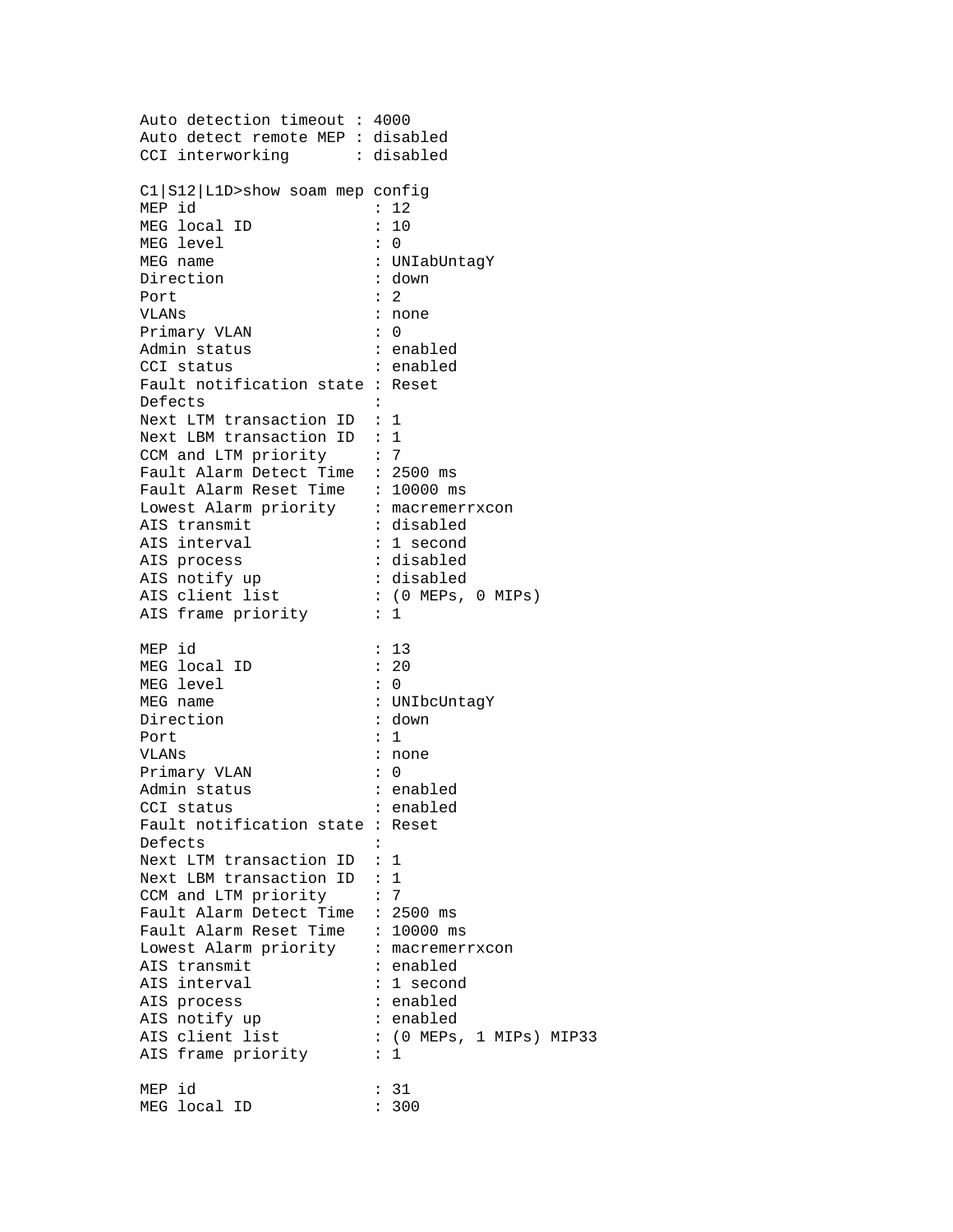```
Auto detection timeout : 4000
Auto detect remote MEP : disabled
CCI interworking       : disabled

C1|S12|L1D>show soam mep config
MEP id                  : 12
MEG local ID            : 10
MEG level               : 0
MEG name                : UNIabUntagY
Direction               : down
Port                    : 2
VLANs                   : none
Primary VLAN            : 0
Admin status            : enabled
CCI status              : enabled
Fault notification state : Reset
Defects                 :
Next LTM transaction ID  : 1
Next LBM transaction ID  : 1
CCM and LTM priority     : 7
Fault Alarm Detect Time  : 2500 ms
Fault Alarm Reset Time   : 10000 ms
Lowest Alarm priority    : macremerrxcon
AIS transmit            : disabled
AIS interval            : 1 second
AIS process             : disabled
AIS notify up           : disabled
AIS client list         : (0 MEPs, 0 MIPs)
AIS frame priority      : 1

MEP id                  : 13
MEG local ID            : 20
MEG level               : 0
MEG name                : UNIbcUntagY
Direction               : down
Port                    : 1
VLANs                   : none
Primary VLAN            : 0
Admin status            : enabled
CCI status              : enabled
Fault notification state : Reset
Defects                 :
Next LTM transaction ID  : 1
Next LBM transaction ID  : 1
CCM and LTM priority     : 7
Fault Alarm Detect Time  : 2500 ms
Fault Alarm Reset Time   : 10000 ms
Lowest Alarm priority    : macremerrxcon
AIS transmit            : enabled
AIS interval            : 1 second
AIS process             : enabled
AIS notify up           : enabled
AIS client list         : (0 MEPs, 1 MIPs) MIP33
AIS frame priority      : 1

MEP id                  : 31
MEG local ID            : 300
```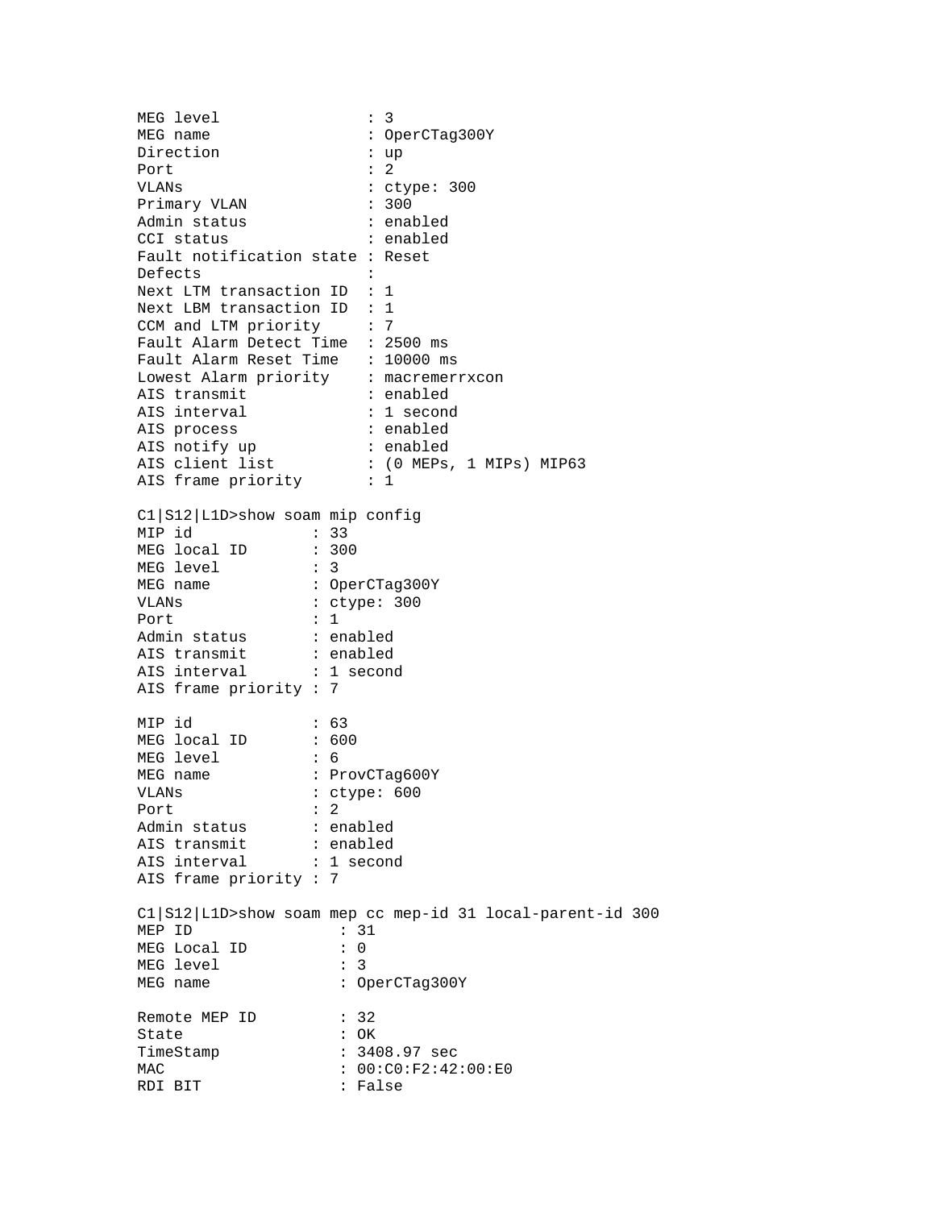```
MEG level                : 3
MEG name                 : OperCTag300Y
Direction                : up
Port                     : 2
VLANs                    : ctype: 300
Primary VLAN             : 300
Admin status             : enabled
CCI status               : enabled
Fault notification state : Reset
Defects                  :
Next LTM transaction ID  : 1
Next LBM transaction ID  : 1
CCM and LTM priority     : 7
Fault Alarm Detect Time  : 2500 ms
Fault Alarm Reset Time   : 10000 ms
Lowest Alarm priority    : macremerrxcon
AIS transmit             : enabled
AIS interval             : 1 second
AIS process              : enabled
AIS notify up            : enabled
AIS client list          : (0 MEPs, 1 MIPs) MIP63
AIS frame priority       : 1

C1|S12|L1D>show soam mip config
MIP id             : 33
MEG local ID       : 300
MEG level          : 3
MEG name           : OperCTag300Y
VLANs              : ctype: 300
Port               : 1
Admin status       : enabled
AIS transmit       : enabled
AIS interval       : 1 second
AIS frame priority : 7

MIP id             : 63
MEG local ID       : 600
MEG level          : 6
MEG name           : ProvCTag600Y
VLANs              : ctype: 600
Port               : 2
Admin status       : enabled
AIS transmit       : enabled
AIS interval       : 1 second
AIS frame priority : 7

C1|S12|L1D>show soam mep cc mep-id 31 local-parent-id 300
MEP ID                : 31
MEG Local ID          : 0
MEG level             : 3
MEG name              : OperCTag300Y

Remote MEP ID         : 32
State                 : OK
TimeStamp             : 3408.97 sec
MAC                   : 00:C0:F2:42:00:E0
RDI BIT               : False
```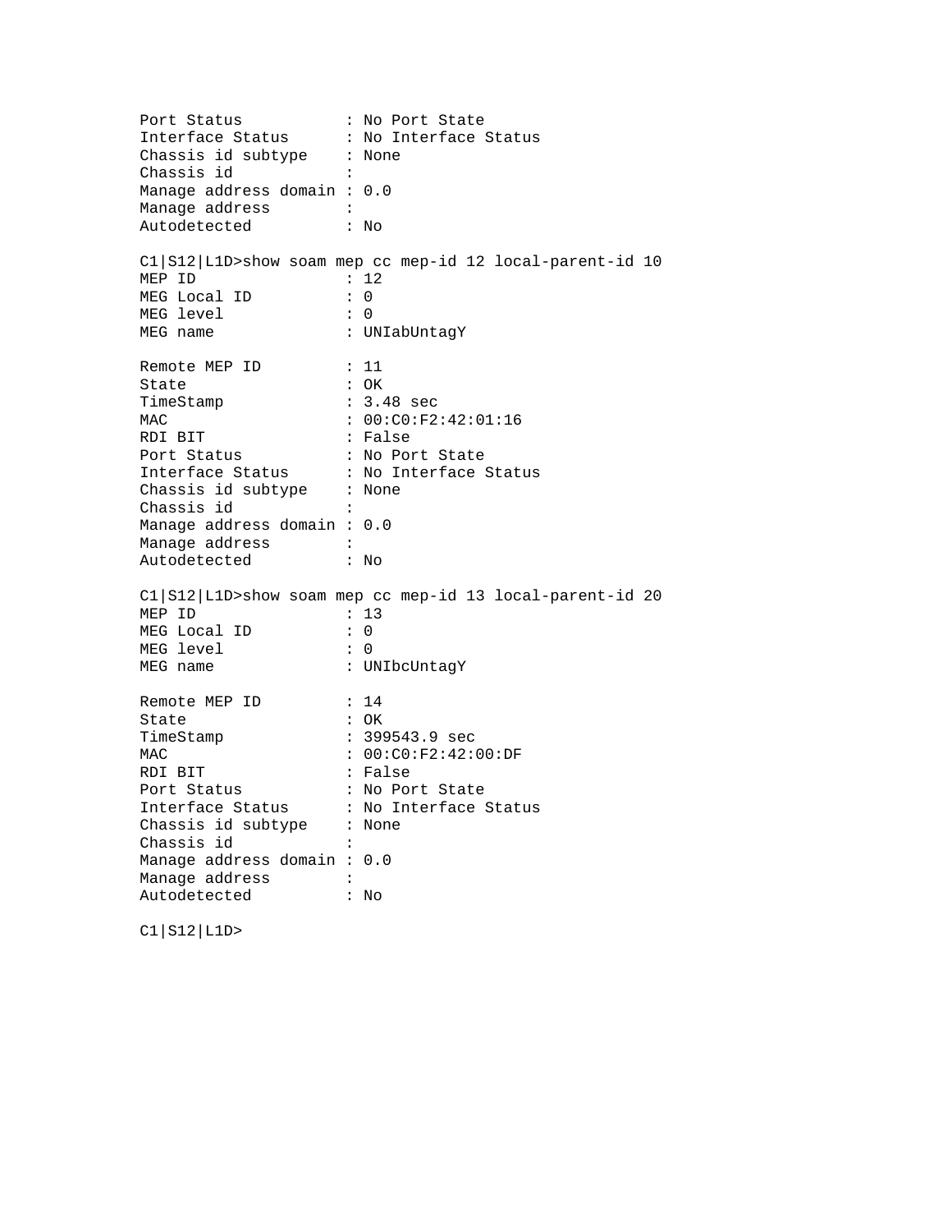```
Port Status           : No Port State
Interface Status      : No Interface Status
Chassis id subtype    : None
Chassis id            :
Manage address domain : 0.0
Manage address        :
Autodetected          : No

C1|S12|L1D>show soam mep cc mep-id 12 local-parent-id 10
MEP ID                : 12
MEG Local ID          : 0
MEG level             : 0
MEG name              : UNIabUntagY

Remote MEP ID         : 11
State                 : OK
TimeStamp             : 3.48 sec
MAC                   : 00:C0:F2:42:01:16
RDI BIT               : False
Port Status           : No Port State
Interface Status      : No Interface Status
Chassis id subtype    : None
Chassis id            :
Manage address domain : 0.0
Manage address        :
Autodetected          : No

C1|S12|L1D>show soam mep cc mep-id 13 local-parent-id 20
MEP ID                : 13
MEG Local ID          : 0
MEG level             : 0
MEG name              : UNIbcUntagY

Remote MEP ID         : 14
State                 : OK
TimeStamp             : 399543.9 sec
MAC                   : 00:C0:F2:42:00:DF
RDI BIT               : False
Port Status           : No Port State
Interface Status      : No Interface Status
Chassis id subtype    : None
Chassis id            :
Manage address domain : 0.0
Manage address        :
Autodetected          : No

C1|S12|L1D>
```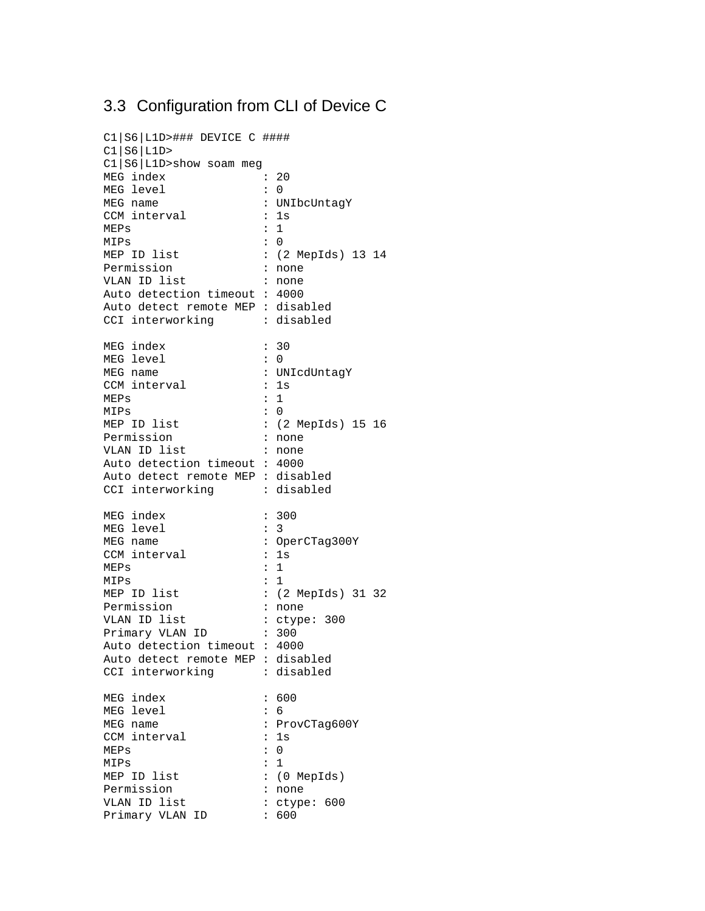### 3.3 Configuration from CLI of Device C

```
C1|S6|L1D>### DEVICE C ####
C1|S6|L1D>
C1|S6|L1D>show soam meg
MEG index              : 20
MEG level              : 0
MEG name               : UNIbcUntagY
CCM interval           : 1s
MEPs                   : 1
MIPs                   : 0
MEP ID list            : (2 MepIds) 13 14
Permission             : none
VLAN ID list           : none
Auto detection timeout : 4000
Auto detect remote MEP : disabled
CCI interworking       : disabled

MEG index              : 30
MEG level              : 0
MEG name               : UNIcdUntagY
CCM interval           : 1s
MEPs                   : 1
MIPs                   : 0
MEP ID list            : (2 MepIds) 15 16
Permission             : none
VLAN ID list           : none
Auto detection timeout : 4000
Auto detect remote MEP : disabled
CCI interworking       : disabled

MEG index              : 300
MEG level              : 3
MEG name               : OperCTag300Y
CCM interval           : 1s
MEPs                   : 1
MIPs                   : 1
MEP ID list            : (2 MepIds) 31 32
Permission             : none
VLAN ID list           : ctype: 300
Primary VLAN ID        : 300
Auto detection timeout : 4000
Auto detect remote MEP : disabled
CCI interworking       : disabled

MEG index              : 600
MEG level              : 6
MEG name               : ProvCTag600Y
CCM interval           : 1s
MEPs                   : 0
MIPs                   : 1
MEP ID list            : (0 MepIds)
Permission             : none
VLAN ID list           : ctype: 600
Primary VLAN ID        : 600
```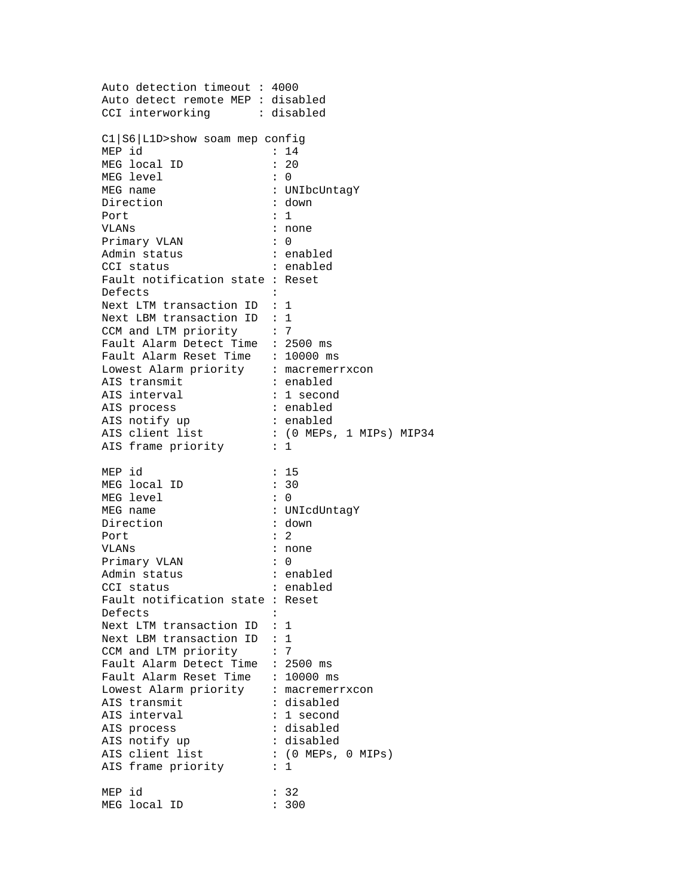```
Auto detection timeout : 4000
Auto detect remote MEP : disabled
CCI interworking       : disabled

C1|S6|L1D>show soam mep config
MEP id                 : 14
MEG local ID           : 20
MEG level              : 0
MEG name               : UNIbcUntagY
Direction              : down
Port                   : 1
VLANs                  : none
Primary VLAN           : 0
Admin status           : enabled
CCI status             : enabled
Fault notification state : Reset
Defects                :
Next LTM transaction ID  : 1
Next LBM transaction ID  : 1
CCM and LTM priority     : 7
Fault Alarm Detect Time  : 2500 ms
Fault Alarm Reset Time   : 10000 ms
Lowest Alarm priority    : macremerrxcon
AIS transmit           : enabled
AIS interval           : 1 second
AIS process            : enabled
AIS notify up          : enabled
AIS client list        : (0 MEPs, 1 MIPs) MIP34
AIS frame priority     : 1

MEP id                 : 15
MEG local ID           : 30
MEG level              : 0
MEG name               : UNIcdUntagY
Direction              : down
Port                   : 2
VLANs                  : none
Primary VLAN           : 0
Admin status           : enabled
CCI status             : enabled
Fault notification state : Reset
Defects                :
Next LTM transaction ID  : 1
Next LBM transaction ID  : 1
CCM and LTM priority     : 7
Fault Alarm Detect Time  : 2500 ms
Fault Alarm Reset Time   : 10000 ms
Lowest Alarm priority    : macremerrxcon
AIS transmit           : disabled
AIS interval           : 1 second
AIS process            : disabled
AIS notify up          : disabled
AIS client list        : (0 MEPs, 0 MIPs)
AIS frame priority     : 1

MEP id                 : 32
MEG local ID           : 300
```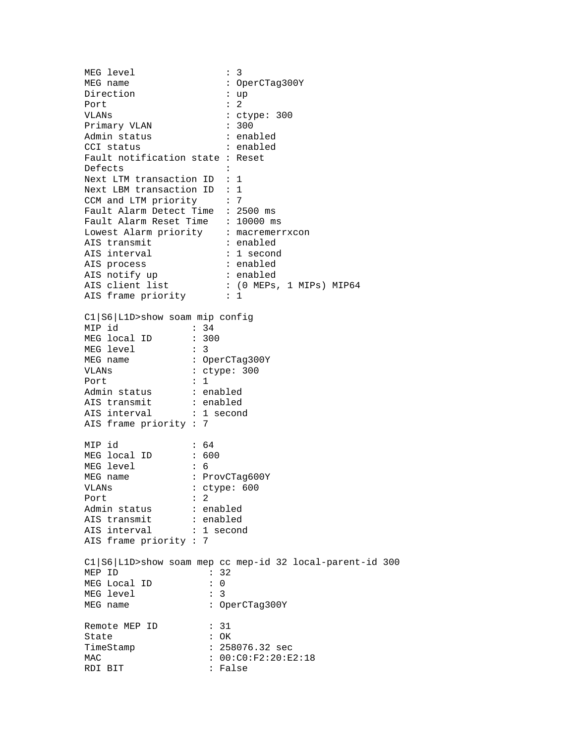```
MEG level                : 3
MEG name                 : OperCTag300Y
Direction                : up
Port                     : 2
VLANs                    : ctype: 300
Primary VLAN             : 300
Admin status             : enabled
CCI status               : enabled
Fault notification state : Reset
Defects                  :
Next LTM transaction ID  : 1
Next LBM transaction ID  : 1
CCM and LTM priority     : 7
Fault Alarm Detect Time  : 2500 ms
Fault Alarm Reset Time   : 10000 ms
Lowest Alarm priority    : macremerrxcon
AIS transmit             : enabled
AIS interval             : 1 second
AIS process              : enabled
AIS notify up            : enabled
AIS client list          : (0 MEPs, 1 MIPs) MIP64
AIS frame priority       : 1

C1|S6|L1D>show soam mip config
MIP id             : 34
MEG local ID       : 300
MEG level          : 3
MEG name           : OperCTag300Y
VLANs              : ctype: 300
Port               : 1
Admin status       : enabled
AIS transmit       : enabled
AIS interval       : 1 second
AIS frame priority : 7

MIP id             : 64
MEG local ID       : 600
MEG level          : 6
MEG name           : ProvCTag600Y
VLANs              : ctype: 600
Port               : 2
Admin status       : enabled
AIS transmit       : enabled
AIS interval       : 1 second
AIS frame priority : 7

C1|S6|L1D>show soam mep cc mep-id 32 local-parent-id 300
MEP ID               : 32
MEG Local ID         : 0
MEG level            : 3
MEG name             : OperCTag300Y

Remote MEP ID        : 31
State                : OK
TimeStamp            : 258076.32 sec
MAC                  : 00:C0:F2:20:E2:18
RDI BIT              : False
```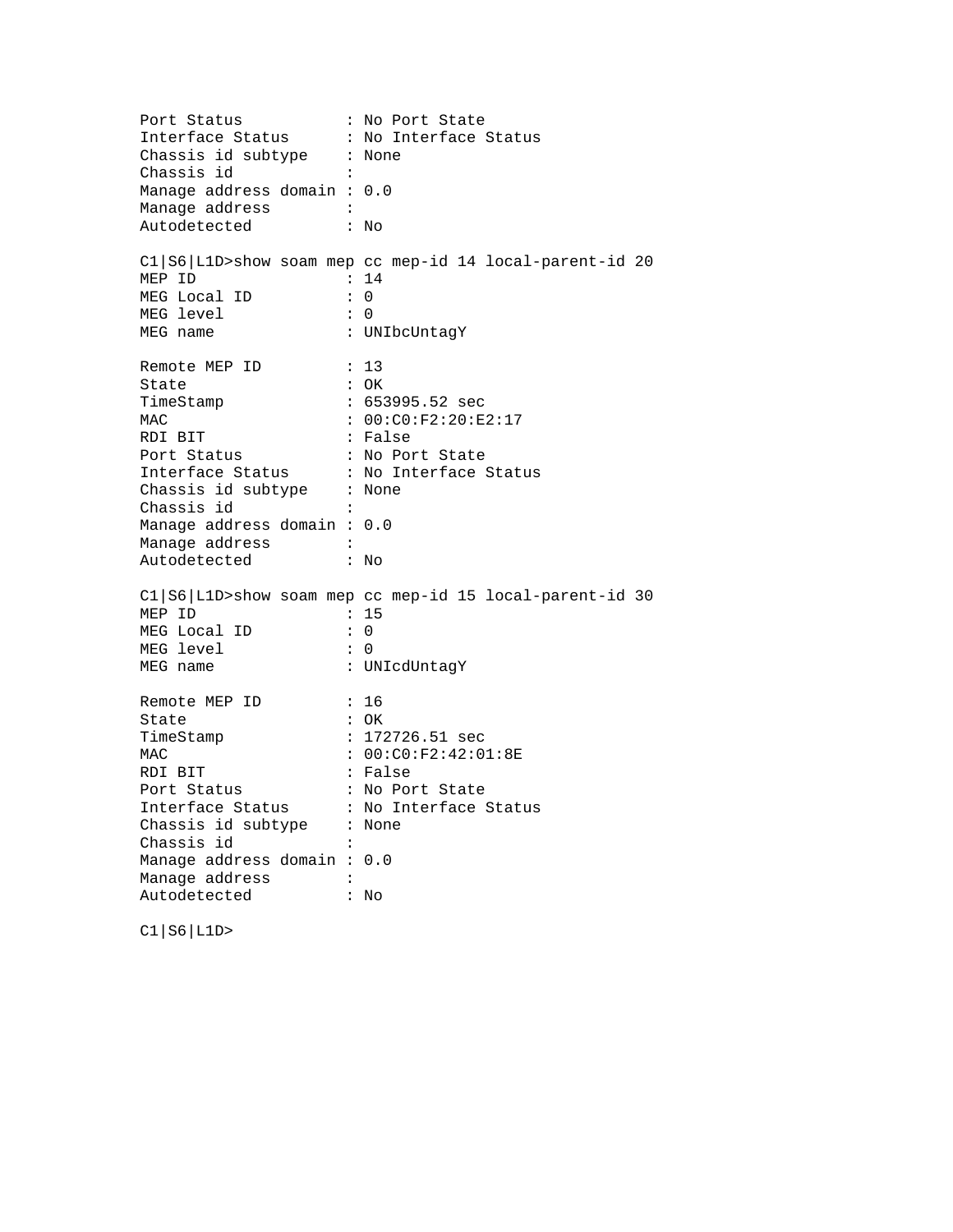```
Port Status           : No Port State
Interface Status      : No Interface Status
Chassis id subtype    : None
Chassis id            :
Manage address domain : 0.0
Manage address        :
Autodetected          : No

C1|S6|L1D>show soam mep cc mep-id 14 local-parent-id 20
MEP ID                : 14
MEG Local ID          : 0
MEG level             : 0
MEG name              : UNIbcUntagY

Remote MEP ID         : 13
State                 : OK
TimeStamp             : 653995.52 sec
MAC                   : 00:C0:F2:20:E2:17
RDI BIT               : False
Port Status           : No Port State
Interface Status      : No Interface Status
Chassis id subtype    : None
Chassis id            :
Manage address domain : 0.0
Manage address        :
Autodetected          : No

C1|S6|L1D>show soam mep cc mep-id 15 local-parent-id 30
MEP ID                : 15
MEG Local ID          : 0
MEG level             : 0
MEG name              : UNIcdUntagY

Remote MEP ID         : 16
State                 : OK
TimeStamp             : 172726.51 sec
MAC                   : 00:C0:F2:42:01:8E
RDI BIT               : False
Port Status           : No Port State
Interface Status      : No Interface Status
Chassis id subtype    : None
Chassis id            :
Manage address domain : 0.0
Manage address        :
Autodetected          : No

C1|S6|L1D>
```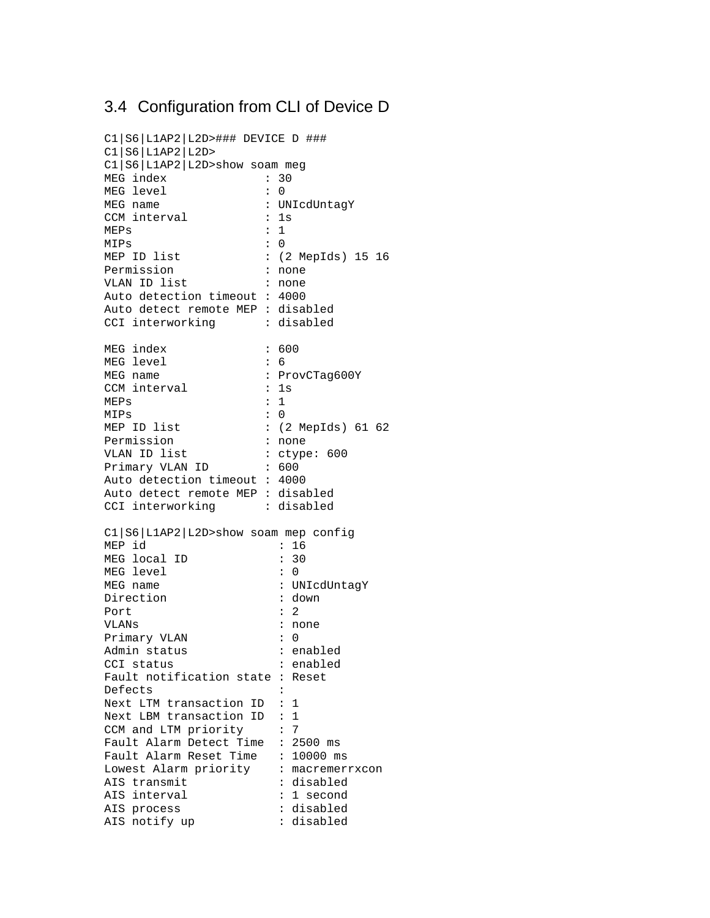## 3.4 Configuration from CLI of Device D

```
C1|S6|L1AP2|L2D>### DEVICE D ###
C1|S6|L1AP2|L2D>
C1|S6|L1AP2|L2D>show soam meg
MEG index              : 30
MEG level              : 0
MEG name               : UNIcdUntagY
CCM interval           : 1s
MEPs                   : 1
MIPs                   : 0
MEP ID list            : (2 MepIds) 15 16
Permission             : none
VLAN ID list           : none
Auto detection timeout : 4000
Auto detect remote MEP : disabled
CCI interworking       : disabled

MEG index              : 600
MEG level              : 6
MEG name               : ProvCTag600Y
CCM interval           : 1s
MEPs                   : 1
MIPs                   : 0
MEP ID list            : (2 MepIds) 61 62
Permission             : none
VLAN ID list           : ctype: 600
Primary VLAN ID        : 600
Auto detection timeout : 4000
Auto detect remote MEP : disabled
CCI interworking       : disabled

C1|S6|L1AP2|L2D>show soam mep config
MEP id                   : 16
MEG local ID             : 30
MEG level                : 0
MEG name                 : UNIcdUntagY
Direction                : down
Port                     : 2
VLANs                    : none
Primary VLAN             : 0
Admin status             : enabled
CCI status               : enabled
Fault notification state : Reset
Defects                  :
Next LTM transaction ID  : 1
Next LBM transaction ID  : 1
CCM and LTM priority     : 7
Fault Alarm Detect Time  : 2500 ms
Fault Alarm Reset Time   : 10000 ms
Lowest Alarm priority    : macremerrxcon
AIS transmit             : disabled
AIS interval             : 1 second
AIS process              : disabled
AIS notify up            : disabled
```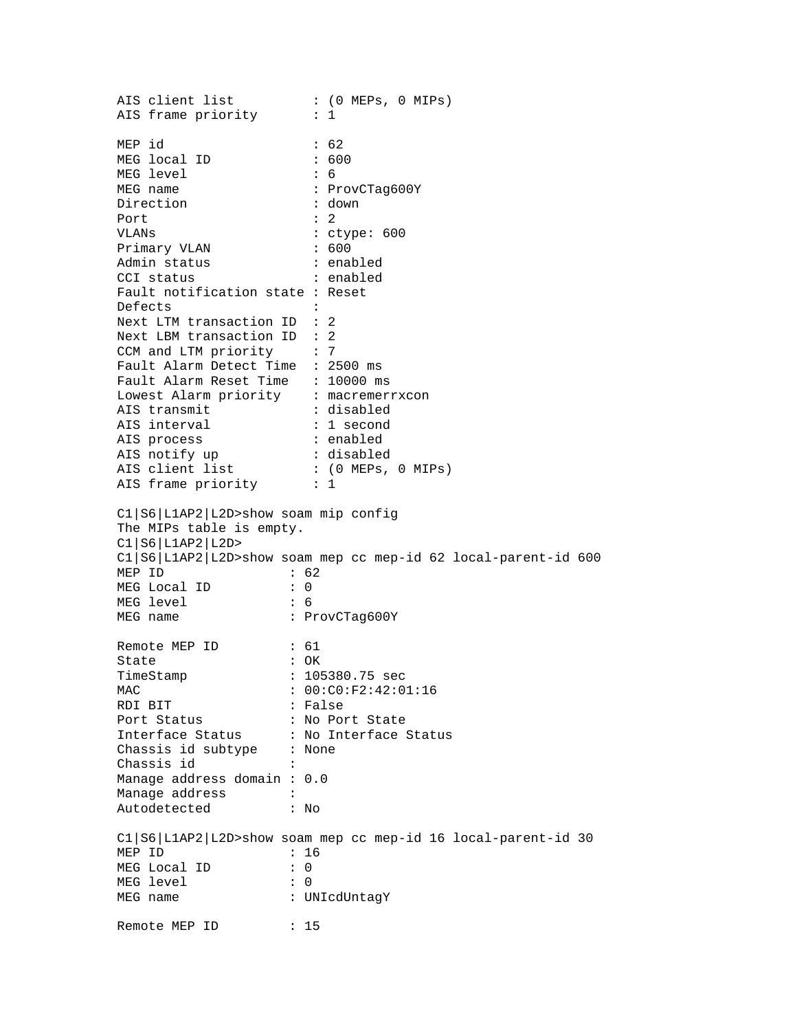```
AIS client list          : (0 MEPs, 0 MIPs)
AIS frame priority       : 1

MEP id                   : 62
MEG local ID             : 600
MEG level                : 6
MEG name                 : ProvCTag600Y
Direction                : down
Port                     : 2
VLANs                    : ctype: 600
Primary VLAN             : 600
Admin status             : enabled
CCI status               : enabled
Fault notification state : Reset
Defects                  :
Next LTM transaction ID  : 2
Next LBM transaction ID  : 2
CCM and LTM priority     : 7
Fault Alarm Detect Time  : 2500 ms
Fault Alarm Reset Time   : 10000 ms
Lowest Alarm priority    : macremerrxcon
AIS transmit             : disabled
AIS interval             : 1 second
AIS process              : enabled
AIS notify up            : disabled
AIS client list          : (0 MEPs, 0 MIPs)
AIS frame priority       : 1

C1|S6|L1AP2|L2D>show soam mip config
The MIPs table is empty.
C1|S6|L1AP2|L2D>
C1|S6|L1AP2|L2D>show soam mep cc mep-id 62 local-parent-id 600
MEP ID              : 62
MEG Local ID        : 0
MEG level           : 6
MEG name            : ProvCTag600Y

Remote MEP ID       : 61
State               : OK
TimeStamp           : 105380.75 sec
MAC                 : 00:C0:F2:42:01:16
RDI BIT             : False
Port Status         : No Port State
Interface Status    : No Interface Status
Chassis id subtype  : None
Chassis id          :
Manage address domain : 0.0
Manage address      :
Autodetected        : No

C1|S6|L1AP2|L2D>show soam mep cc mep-id 16 local-parent-id 30
MEP ID              : 16
MEG Local ID        : 0
MEG level           : 0
MEG name            : UNIcdUntagY

Remote MEP ID       : 15
```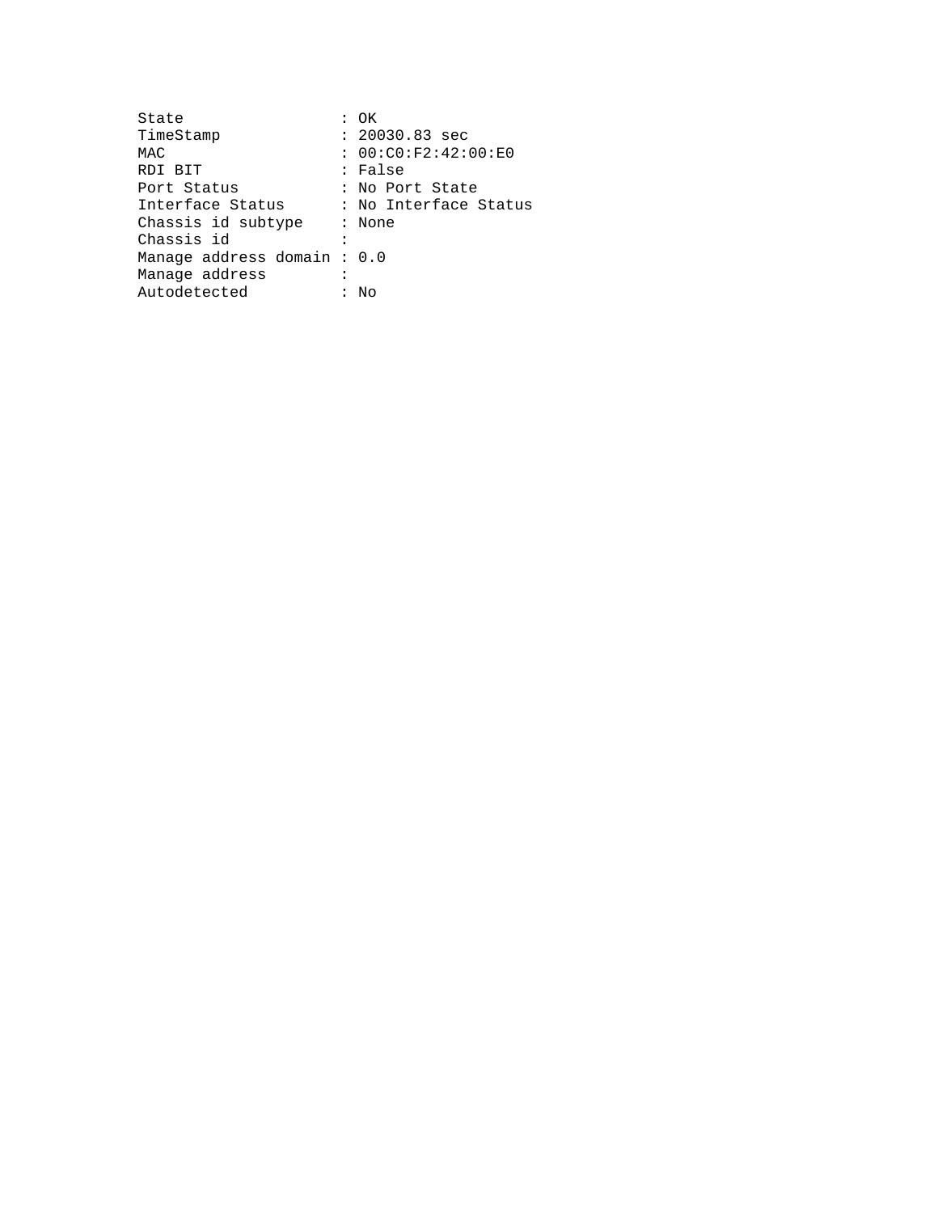```
State                : OK
TimeStamp            : 20030.83 sec
MAC                  : 00:C0:F2:42:00:E0
RDI BIT              : False
Port Status          : No Port State
Interface Status     : No Interface Status
Chassis id subtype   : None
Chassis id           :
Manage address domain : 0.0
Manage address       :
Autodetected         : No
```